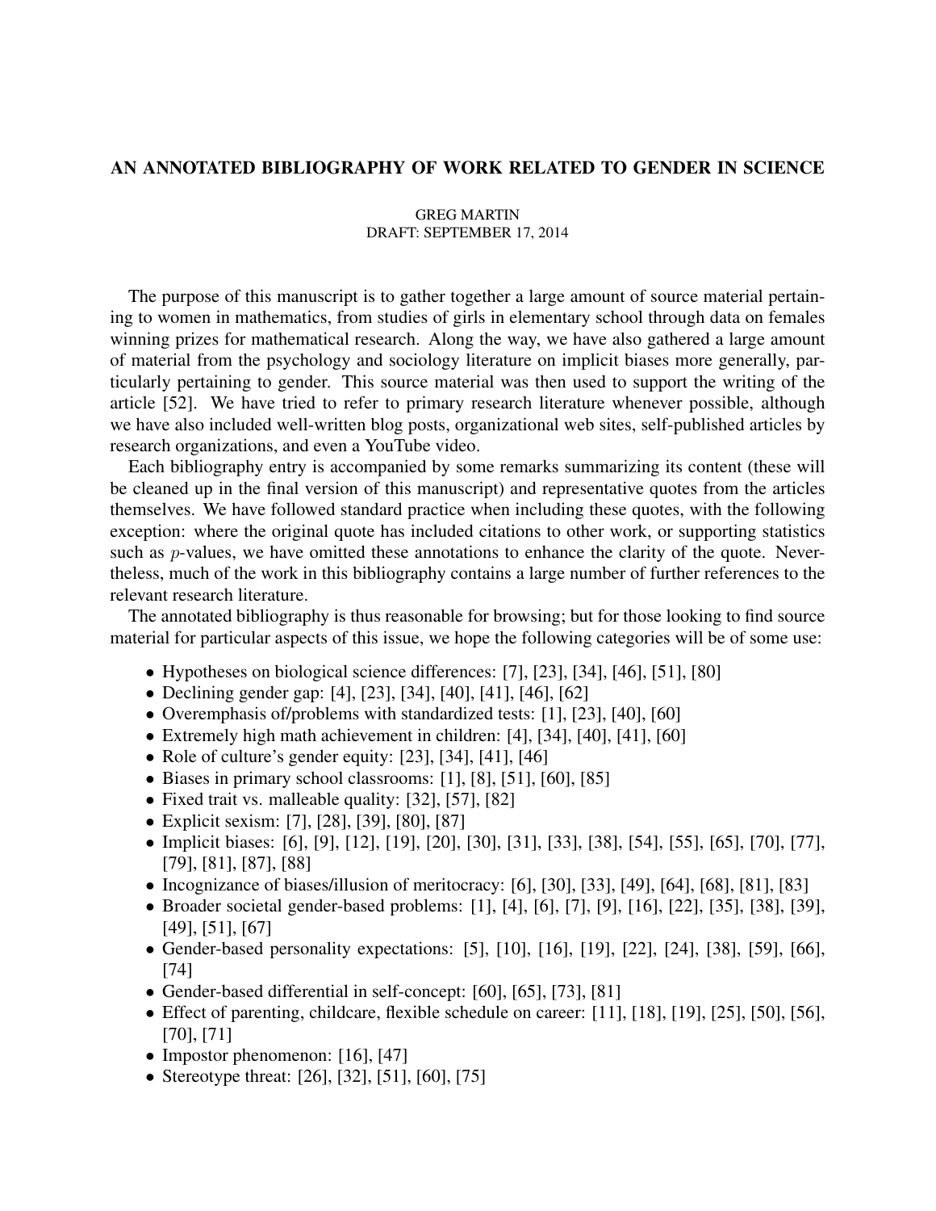# AN ANNOTATED BIBLIOGRAPHY OF WORK RELATED TO GENDER IN SCIENCE

GREG MARTIN
DRAFT: SEPTEMBER 17, 2014

The purpose of this manuscript is to gather together a large amount of source material pertaining to women in mathematics, from studies of girls in elementary school through data on females winning prizes for mathematical research. Along the way, we have also gathered a large amount of material from the psychology and sociology literature on implicit biases more generally, particularly pertaining to gender. This source material was then used to support the writing of the article [52]. We have tried to refer to primary research literature whenever possible, although we have also included well-written blog posts, organizational web sites, self-published articles by research organizations, and even a YouTube video.

Each bibliography entry is accompanied by some remarks summarizing its content (these will be cleaned up in the final version of this manuscript) and representative quotes from the articles themselves. We have followed standard practice when including these quotes, with the following exception: where the original quote has included citations to other work, or supporting statistics such as $p$-values, we have omitted these annotations to enhance the clarity of the quote. Nevertheless, much of the work in this bibliography contains a large number of further references to the relevant research literature.

The annotated bibliography is thus reasonable for browsing; but for those looking to find source material for particular aspects of this issue, we hope the following categories will be of some use:

- Hypotheses on biological science differences: [7], [23], [34], [46], [51], [80]
- Declining gender gap: [4], [23], [34], [40], [41], [46], [62]
- Overemphasis of/problems with standardized tests: [1], [23], [40], [60]
- Extremely high math achievement in children: [4], [34], [40], [41], [60]
- Role of culture's gender equity: [23], [34], [41], [46]
- Biases in primary school classrooms: [1], [8], [51], [60], [85]
- Fixed trait vs. malleable quality: [32], [57], [82]
- Explicit sexism: [7], [28], [39], [80], [87]
- Implicit biases: [6], [9], [12], [19], [20], [30], [31], [33], [38], [54], [55], [65], [70], [77], [79], [81], [87], [88]
- Incognizance of biases/illusion of meritocracy: [6], [30], [33], [49], [64], [68], [81], [83]
- Broader societal gender-based problems: [1], [4], [6], [7], [9], [16], [22], [35], [38], [39], [49], [51], [67]
- Gender-based personality expectations: [5], [10], [16], [19], [22], [24], [38], [59], [66], [74]
- Gender-based differential in self-concept: [60], [65], [73], [81]
- Effect of parenting, childcare, flexible schedule on career: [11], [18], [19], [25], [50], [56], [70], [71]
- Impostor phenomenon: [16], [47]
- Stereotype threat: [26], [32], [51], [60], [75]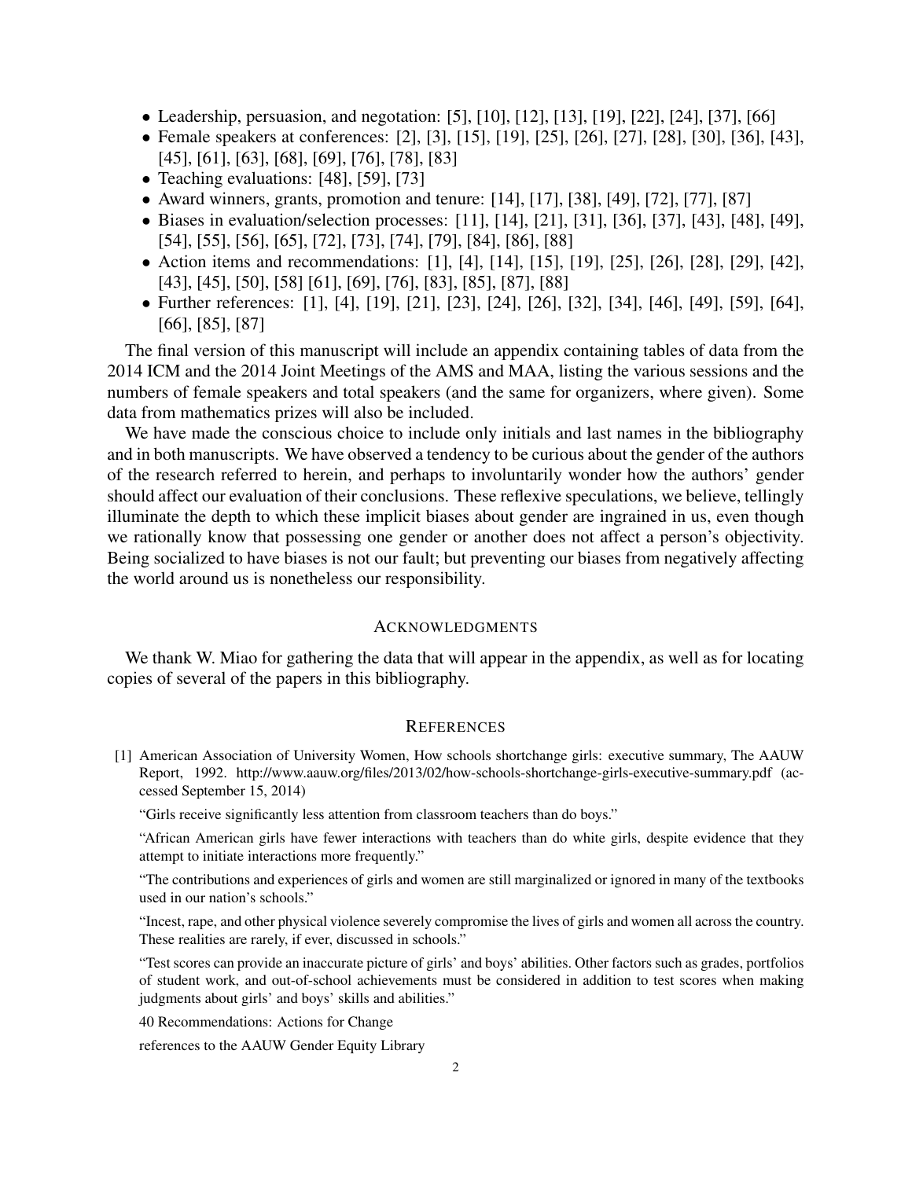- Leadership, persuasion, and negotiation: [5], [10], [12], [13], [19], [22], [24], [37], [66]
- Female speakers at conferences: [2], [3], [15], [19], [25], [26], [27], [28], [30], [36], [43], [45], [61], [63], [68], [69], [76], [78], [83]
- Teaching evaluations: [48], [59], [73]
- Award winners, grants, promotion and tenure: [14], [17], [38], [49], [72], [77], [87]
- Biases in evaluation/selection processes: [11], [14], [21], [31], [36], [37], [43], [48], [49], [54], [55], [56], [65], [72], [73], [74], [79], [84], [86], [88]
- Action items and recommendations: [1], [4], [14], [15], [19], [25], [26], [28], [29], [42], [43], [45], [50], [58] [61], [69], [76], [83], [85], [87], [88]
- Further references: [1], [4], [19], [21], [23], [24], [26], [32], [34], [46], [49], [59], [64], [66], [85], [87]

The final version of this manuscript will include an appendix containing tables of data from the 2014 ICM and the 2014 Joint Meetings of the AMS and MAA, listing the various sessions and the numbers of female speakers and total speakers (and the same for organizers, where given). Some data from mathematics prizes will also be included.

We have made the conscious choice to include only initials and last names in the bibliography and in both manuscripts. We have observed a tendency to be curious about the gender of the authors of the research referred to herein, and perhaps to involuntarily wonder how the authors' gender should affect our evaluation of their conclusions. These reflexive speculations, we believe, tellingly illuminate the depth to which these implicit biases about gender are ingrained in us, even though we rationally know that possessing one gender or another does not affect a person's objectivity. Being socialized to have biases is not our fault; but preventing our biases from negatively affecting the world around us is nonetheless our responsibility.

## Acknowledgments

We thank W. Miao for gathering the data that will appear in the appendix, as well as for locating copies of several of the papers in this bibliography.

## References

[1] American Association of University Women, How schools shortchange girls: executive summary, The AAUW Report, 1992. http://www.aauw.org/files/2013/02/how-schools-shortchange-girls-executive-summary.pdf (accessed September 15, 2014)

"Girls receive significantly less attention from classroom teachers than do boys."

"African American girls have fewer interactions with teachers than do white girls, despite evidence that they attempt to initiate interactions more frequently."

"The contributions and experiences of girls and women are still marginalized or ignored in many of the textbooks used in our nation's schools."

"Incest, rape, and other physical violence severely compromise the lives of girls and women all across the country. These realities are rarely, if ever, discussed in schools."

"Test scores can provide an inaccurate picture of girls' and boys' abilities. Other factors such as grades, portfolios of student work, and out-of-school achievements must be considered in addition to test scores when making judgments about girls' and boys' skills and abilities."

40 Recommendations: Actions for Change

references to the AAUW Gender Equity Library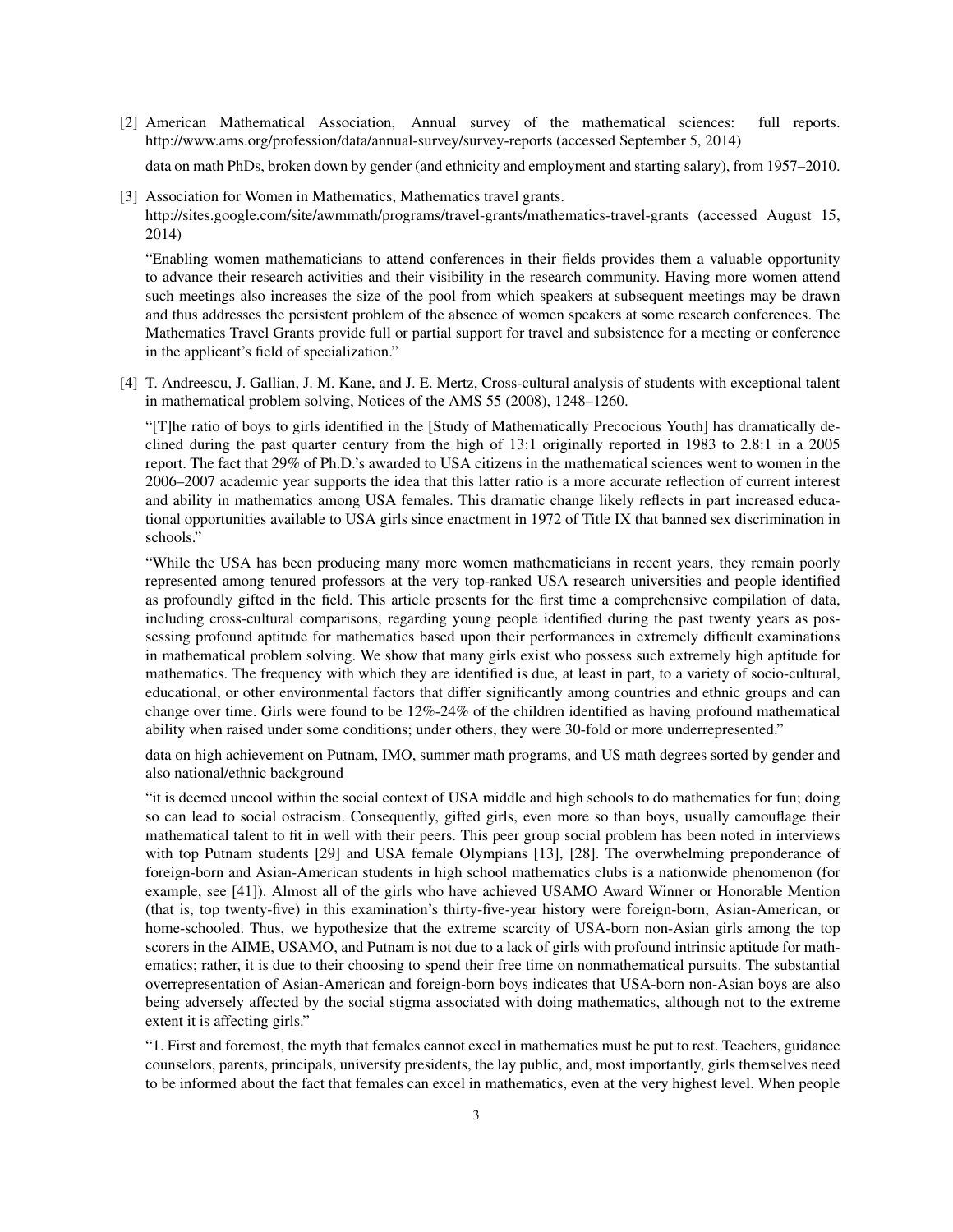[2] American Mathematical Association, Annual survey of the mathematical sciences: full reports. http://www.ams.org/profession/data/annual-survey/survey-reports (accessed September 5, 2014)

data on math PhDs, broken down by gender (and ethnicity and employment and starting salary), from 1957–2010.

[3] Association for Women in Mathematics, Mathematics travel grants. http://sites.google.com/site/awmmath/programs/travel-grants/mathematics-travel-grants (accessed August 15, 2014)

"Enabling women mathematicians to attend conferences in their fields provides them a valuable opportunity to advance their research activities and their visibility in the research community. Having more women attend such meetings also increases the size of the pool from which speakers at subsequent meetings may be drawn and thus addresses the persistent problem of the absence of women speakers at some research conferences. The Mathematics Travel Grants provide full or partial support for travel and subsistence for a meeting or conference in the applicant's field of specialization."

[4] T. Andreescu, J. Gallian, J. M. Kane, and J. E. Mertz, Cross-cultural analysis of students with exceptional talent in mathematical problem solving, Notices of the AMS 55 (2008), 1248–1260.

"[T]he ratio of boys to girls identified in the [Study of Mathematically Precocious Youth] has dramatically declined during the past quarter century from the high of 13:1 originally reported in 1983 to 2.8:1 in a 2005 report. The fact that 29% of Ph.D.'s awarded to USA citizens in the mathematical sciences went to women in the 2006–2007 academic year supports the idea that this latter ratio is a more accurate reflection of current interest and ability in mathematics among USA females. This dramatic change likely reflects in part increased educational opportunities available to USA girls since enactment in 1972 of Title IX that banned sex discrimination in schools."

"While the USA has been producing many more women mathematicians in recent years, they remain poorly represented among tenured professors at the very top-ranked USA research universities and people identified as profoundly gifted in the field. This article presents for the first time a comprehensive compilation of data, including cross-cultural comparisons, regarding young people identified during the past twenty years as possessing profound aptitude for mathematics based upon their performances in extremely difficult examinations in mathematical problem solving. We show that many girls exist who possess such extremely high aptitude for mathematics. The frequency with which they are identified is due, at least in part, to a variety of socio-cultural, educational, or other environmental factors that differ significantly among countries and ethnic groups and can change over time. Girls were found to be 12%-24% of the children identified as having profound mathematical ability when raised under some conditions; under others, they were 30-fold or more underrepresented."

data on high achievement on Putnam, IMO, summer math programs, and US math degrees sorted by gender and also national/ethnic background

"it is deemed uncool within the social context of USA middle and high schools to do mathematics for fun; doing so can lead to social ostracism. Consequently, gifted girls, even more so than boys, usually camouflage their mathematical talent to fit in well with their peers. This peer group social problem has been noted in interviews with top Putnam students [29] and USA female Olympians [13], [28]. The overwhelming preponderance of foreign-born and Asian-American students in high school mathematics clubs is a nationwide phenomenon (for example, see [41]). Almost all of the girls who have achieved USAMO Award Winner or Honorable Mention (that is, top twenty-five) in this examination's thirty-five-year history were foreign-born, Asian-American, or home-schooled. Thus, we hypothesize that the extreme scarcity of USA-born non-Asian girls among the top scorers in the AIME, USAMO, and Putnam is not due to a lack of girls with profound intrinsic aptitude for mathematics; rather, it is due to their choosing to spend their free time on nonmathematical pursuits. The substantial overrepresentation of Asian-American and foreign-born boys indicates that USA-born non-Asian boys are also being adversely affected by the social stigma associated with doing mathematics, although not to the extreme extent it is affecting girls."

"1. First and foremost, the myth that females cannot excel in mathematics must be put to rest. Teachers, guidance counselors, parents, principals, university presidents, the lay public, and, most importantly, girls themselves need to be informed about the fact that females can excel in mathematics, even at the very highest level. When people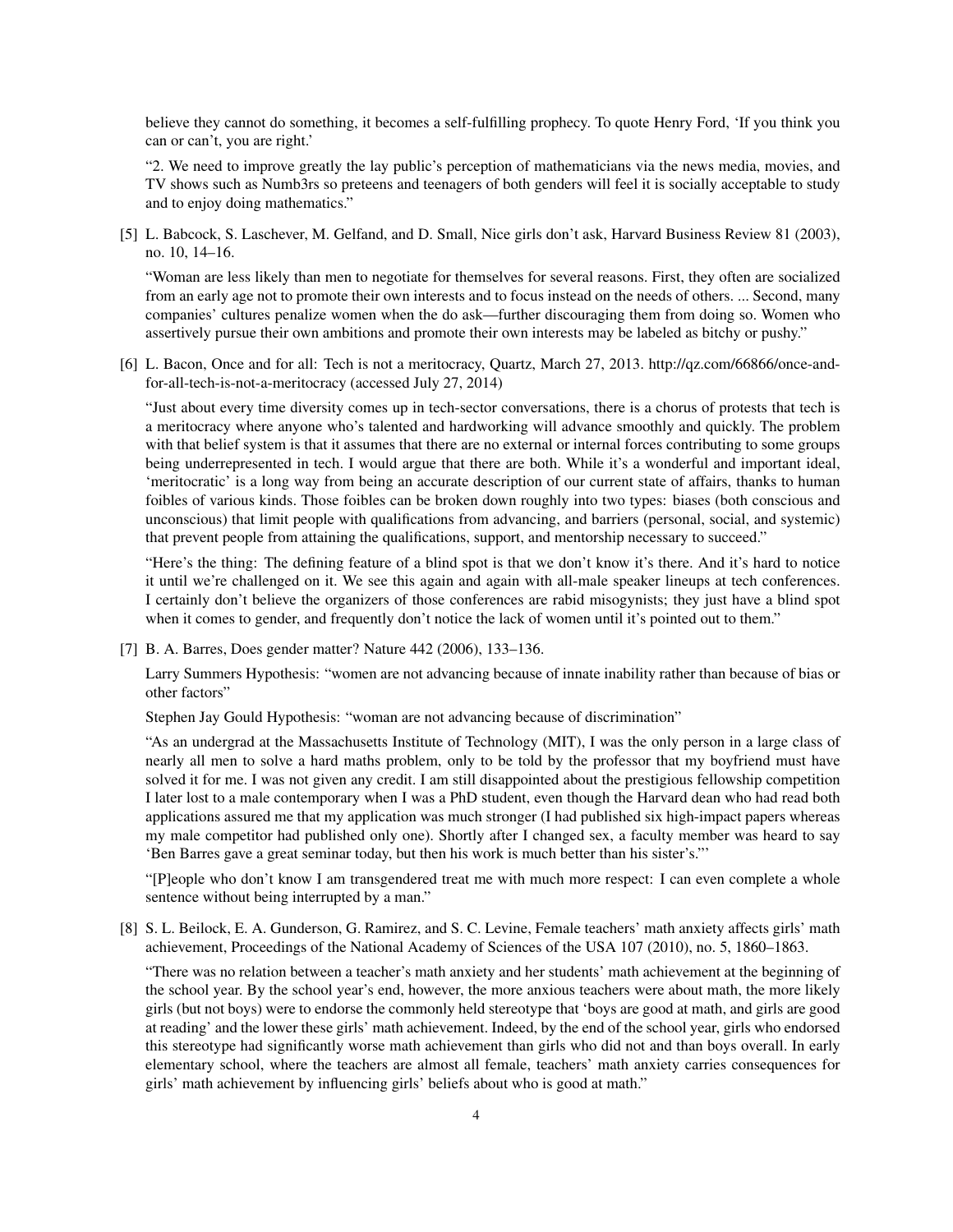believe they cannot do something, it becomes a self-fulfilling prophecy. To quote Henry Ford, 'If you think you can or can't, you are right.'

"2. We need to improve greatly the lay public's perception of mathematicians via the news media, movies, and TV shows such as Numb3rs so preteens and teenagers of both genders will feel it is socially acceptable to study and to enjoy doing mathematics."

[5] L. Babcock, S. Laschever, M. Gelfand, and D. Small, Nice girls don't ask, Harvard Business Review 81 (2003), no. 10, 14–16.

"Woman are less likely than men to negotiate for themselves for several reasons. First, they often are socialized from an early age not to promote their own interests and to focus instead on the needs of others. ... Second, many companies' cultures penalize women when the do ask—further discouraging them from doing so. Women who assertively pursue their own ambitions and promote their own interests may be labeled as bitchy or pushy."

[6] L. Bacon, Once and for all: Tech is not a meritocracy, Quartz, March 27, 2013. http://qz.com/66866/once-and-for-all-tech-is-not-a-meritocracy (accessed July 27, 2014)

"Just about every time diversity comes up in tech-sector conversations, there is a chorus of protests that tech is a meritocracy where anyone who's talented and hardworking will advance smoothly and quickly. The problem with that belief system is that it assumes that there are no external or internal forces contributing to some groups being underrepresented in tech. I would argue that there are both. While it's a wonderful and important ideal, 'meritocratic' is a long way from being an accurate description of our current state of affairs, thanks to human foibles of various kinds. Those foibles can be broken down roughly into two types: biases (both conscious and unconscious) that limit people with qualifications from advancing, and barriers (personal, social, and systemic) that prevent people from attaining the qualifications, support, and mentorship necessary to succeed."

"Here's the thing: The defining feature of a blind spot is that we don't know it's there. And it's hard to notice it until we're challenged on it. We see this again and again with all-male speaker lineups at tech conferences. I certainly don't believe the organizers of those conferences are rabid misogynists; they just have a blind spot when it comes to gender, and frequently don't notice the lack of women until it's pointed out to them."

[7] B. A. Barres, Does gender matter? Nature 442 (2006), 133–136.

Larry Summers Hypothesis: "women are not advancing because of innate inability rather than because of bias or other factors"

Stephen Jay Gould Hypothesis: "woman are not advancing because of discrimination"

"As an undergrad at the Massachusetts Institute of Technology (MIT), I was the only person in a large class of nearly all men to solve a hard maths problem, only to be told by the professor that my boyfriend must have solved it for me. I was not given any credit. I am still disappointed about the prestigious fellowship competition I later lost to a male contemporary when I was a PhD student, even though the Harvard dean who had read both applications assured me that my application was much stronger (I had published six high-impact papers whereas my male competitor had published only one). Shortly after I changed sex, a faculty member was heard to say 'Ben Barres gave a great seminar today, but then his work is much better than his sister's.'"

"[P]eople who don't know I am transgendered treat me with much more respect: I can even complete a whole sentence without being interrupted by a man."

[8] S. L. Beilock, E. A. Gunderson, G. Ramirez, and S. C. Levine, Female teachers' math anxiety affects girls' math achievement, Proceedings of the National Academy of Sciences of the USA 107 (2010), no. 5, 1860–1863.

"There was no relation between a teacher's math anxiety and her students' math achievement at the beginning of the school year. By the school year's end, however, the more anxious teachers were about math, the more likely girls (but not boys) were to endorse the commonly held stereotype that 'boys are good at math, and girls are good at reading' and the lower these girls' math achievement. Indeed, by the end of the school year, girls who endorsed this stereotype had significantly worse math achievement than girls who did not and than boys overall. In early elementary school, where the teachers are almost all female, teachers' math anxiety carries consequences for girls' math achievement by influencing girls' beliefs about who is good at math."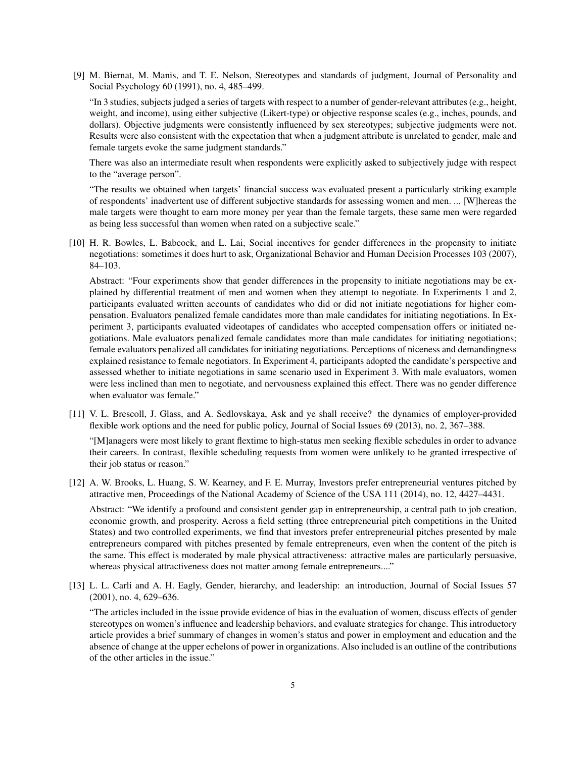[9] M. Biernat, M. Manis, and T. E. Nelson, Stereotypes and standards of judgment, Journal of Personality and Social Psychology 60 (1991), no. 4, 485–499.

"In 3 studies, subjects judged a series of targets with respect to a number of gender-relevant attributes (e.g., height, weight, and income), using either subjective (Likert-type) or objective response scales (e.g., inches, pounds, and dollars). Objective judgments were consistently influenced by sex stereotypes; subjective judgments were not. Results were also consistent with the expectation that when a judgment attribute is unrelated to gender, male and female targets evoke the same judgment standards."

There was also an intermediate result when respondents were explicitly asked to subjectively judge with respect to the "average person".

"The results we obtained when targets' financial success was evaluated present a particularly striking example of respondents' inadvertent use of different subjective standards for assessing women and men. ... [W]hereas the male targets were thought to earn more money per year than the female targets, these same men were regarded as being less successful than women when rated on a subjective scale."

[10] H. R. Bowles, L. Babcock, and L. Lai, Social incentives for gender differences in the propensity to initiate negotiations: sometimes it does hurt to ask, Organizational Behavior and Human Decision Processes 103 (2007), 84–103.

Abstract: "Four experiments show that gender differences in the propensity to initiate negotiations may be explained by differential treatment of men and women when they attempt to negotiate. In Experiments 1 and 2, participants evaluated written accounts of candidates who did or did not initiate negotiations for higher compensation. Evaluators penalized female candidates more than male candidates for initiating negotiations. In Experiment 3, participants evaluated videotapes of candidates who accepted compensation offers or initiated negotiations. Male evaluators penalized female candidates more than male candidates for initiating negotiations; female evaluators penalized all candidates for initiating negotiations. Perceptions of niceness and demandingness explained resistance to female negotiators. In Experiment 4, participants adopted the candidate's perspective and assessed whether to initiate negotiations in same scenario used in Experiment 3. With male evaluators, women were less inclined than men to negotiate, and nervousness explained this effect. There was no gender difference when evaluator was female."

[11] V. L. Brescoll, J. Glass, and A. Sedlovskaya, Ask and ye shall receive? the dynamics of employer-provided flexible work options and the need for public policy, Journal of Social Issues 69 (2013), no. 2, 367–388.

"[M]anagers were most likely to grant flextime to high-status men seeking flexible schedules in order to advance their careers. In contrast, flexible scheduling requests from women were unlikely to be granted irrespective of their job status or reason."

[12] A. W. Brooks, L. Huang, S. W. Kearney, and F. E. Murray, Investors prefer entrepreneurial ventures pitched by attractive men, Proceedings of the National Academy of Science of the USA 111 (2014), no. 12, 4427–4431.

Abstract: "We identify a profound and consistent gender gap in entrepreneurship, a central path to job creation, economic growth, and prosperity. Across a field setting (three entrepreneurial pitch competitions in the United States) and two controlled experiments, we find that investors prefer entrepreneurial pitches presented by male entrepreneurs compared with pitches presented by female entrepreneurs, even when the content of the pitch is the same. This effect is moderated by male physical attractiveness: attractive males are particularly persuasive, whereas physical attractiveness does not matter among female entrepreneurs...."

[13] L. L. Carli and A. H. Eagly, Gender, hierarchy, and leadership: an introduction, Journal of Social Issues 57 (2001), no. 4, 629–636.

"The articles included in the issue provide evidence of bias in the evaluation of women, discuss effects of gender stereotypes on women's influence and leadership behaviors, and evaluate strategies for change. This introductory article provides a brief summary of changes in women's status and power in employment and education and the absence of change at the upper echelons of power in organizations. Also included is an outline of the contributions of the other articles in the issue."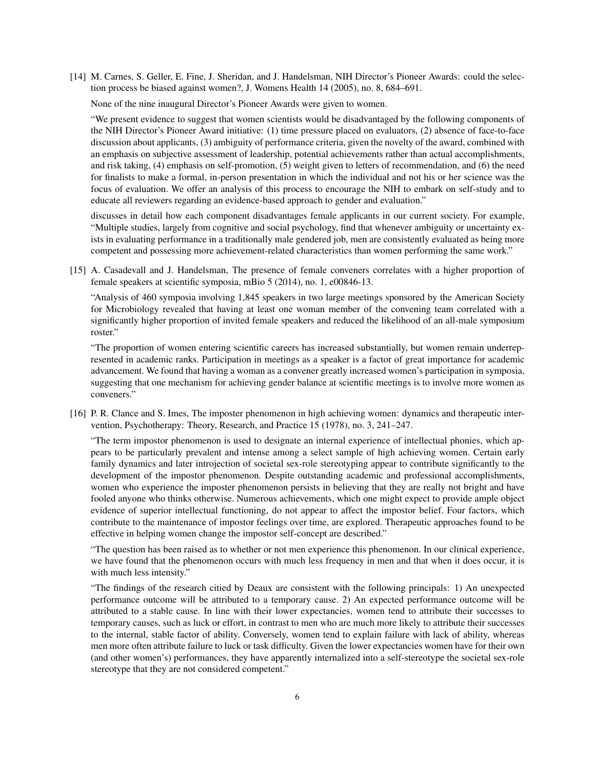[14] M. Carnes, S. Geller, E. Fine, J. Sheridan, and J. Handelsman, NIH Director's Pioneer Awards: could the selection process be biased against women?, J. Womens Health 14 (2005), no. 8, 684–691.

None of the nine inaugural Director's Pioneer Awards were given to women.

"We present evidence to suggest that women scientists would be disadvantaged by the following components of the NIH Director's Pioneer Award initiative: (1) time pressure placed on evaluators, (2) absence of face-to-face discussion about applicants, (3) ambiguity of performance criteria, given the novelty of the award, combined with an emphasis on subjective assessment of leadership, potential achievements rather than actual accomplishments, and risk taking, (4) emphasis on self-promotion, (5) weight given to letters of recommendation, and (6) the need for finalists to make a formal, in-person presentation in which the individual and not his or her science was the focus of evaluation. We offer an analysis of this process to encourage the NIH to embark on self-study and to educate all reviewers regarding an evidence-based approach to gender and evaluation."

discusses in detail how each component disadvantages female applicants in our current society. For example, "Multiple studies, largely from cognitive and social psychology, find that whenever ambiguity or uncertainty exists in evaluating performance in a traditionally male gendered job, men are consistently evaluated as being more competent and possessing more achievement-related characteristics than women performing the same work."

[15] A. Casadevall and J. Handelsman, The presence of female conveners correlates with a higher proportion of female speakers at scientific symposia, mBio 5 (2014), no. 1, e00846-13.

"Analysis of 460 symposia involving 1,845 speakers in two large meetings sponsored by the American Society for Microbiology revealed that having at least one woman member of the convening team correlated with a significantly higher proportion of invited female speakers and reduced the likelihood of an all-male symposium roster."

"The proportion of women entering scientific careers has increased substantially, but women remain underrepresented in academic ranks. Participation in meetings as a speaker is a factor of great importance for academic advancement. We found that having a woman as a convener greatly increased women's participation in symposia, suggesting that one mechanism for achieving gender balance at scientific meetings is to involve more women as conveners."

[16] P. R. Clance and S. Imes, The imposter phenomenon in high achieving women: dynamics and therapeutic intervention, Psychotherapy: Theory, Research, and Practice 15 (1978), no. 3, 241–247.

"The term impostor phenomenon is used to designate an internal experience of intellectual phonies, which appears to be particularly prevalent and intense among a select sample of high achieving women. Certain early family dynamics and later introjection of societal sex-role stereotyping appear to contribute significantly to the development of the impostor phenomenon. Despite outstanding academic and professional accomplishments, women who experience the imposter phenomenon persists in believing that they are really not bright and have fooled anyone who thinks otherwise. Numerous achievements, which one might expect to provide ample object evidence of superior intellectual functioning, do not appear to affect the impostor belief. Four factors, which contribute to the maintenance of impostor feelings over time, are explored. Therapeutic approaches found to be effective in helping women change the impostor self-concept are described."

"The question has been raised as to whether or not men experience this phenomenon. In our clinical experience, we have found that the phenomenon occurs with much less frequency in men and that when it does occur, it is with much less intensity."

"The findings of the research citied by Deaux are consistent with the following principals: 1) An unexpected performance outcome will be attributed to a temporary cause. 2) An expected performance outcome will be attributed to a stable cause. In line with their lower expectancies, women tend to attribute their successes to temporary causes, such as luck or effort, in contrast to men who are much more likely to attribute their successes to the internal, stable factor of ability. Conversely, women tend to explain failure with lack of ability, whereas men more often attribute failure to luck or task difficulty. Given the lower expectancies women have for their own (and other women's) performances, they have apparently internalized into a self-stereotype the societal sex-role stereotype that they are not considered competent."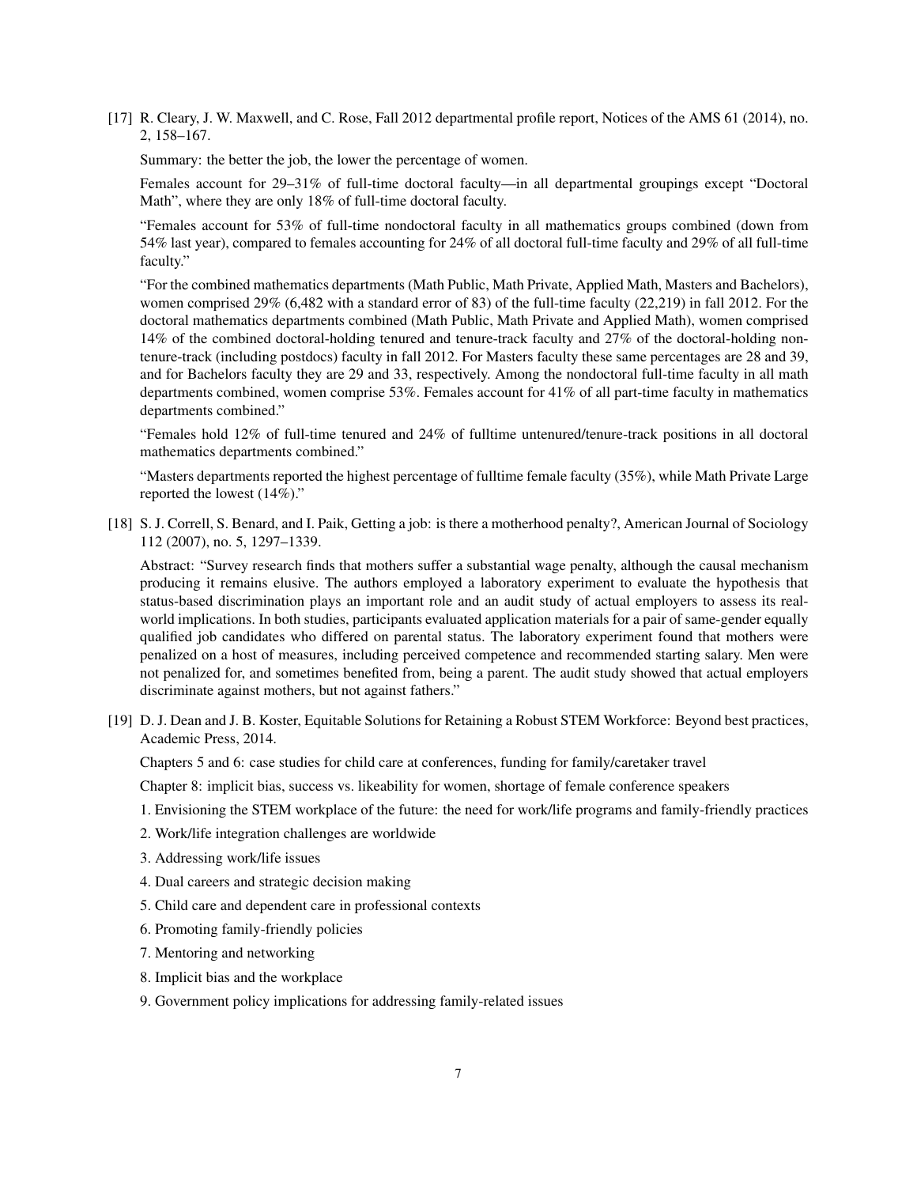[17] R. Cleary, J. W. Maxwell, and C. Rose, Fall 2012 departmental profile report, Notices of the AMS 61 (2014), no. 2, 158–167.

Summary: the better the job, the lower the percentage of women.

Females account for 29–31% of full-time doctoral faculty—in all departmental groupings except "Doctoral Math", where they are only 18% of full-time doctoral faculty.

"Females account for 53% of full-time nondoctoral faculty in all mathematics groups combined (down from 54% last year), compared to females accounting for 24% of all doctoral full-time faculty and 29% of all full-time faculty."

"For the combined mathematics departments (Math Public, Math Private, Applied Math, Masters and Bachelors), women comprised 29% (6,482 with a standard error of 83) of the full-time faculty (22,219) in fall 2012. For the doctoral mathematics departments combined (Math Public, Math Private and Applied Math), women comprised 14% of the combined doctoral-holding tenured and tenure-track faculty and 27% of the doctoral-holding non-tenure-track (including postdocs) faculty in fall 2012. For Masters faculty these same percentages are 28 and 39, and for Bachelors faculty they are 29 and 33, respectively. Among the nondoctoral full-time faculty in all math departments combined, women comprise 53%. Females account for 41% of all part-time faculty in mathematics departments combined."

"Females hold 12% of full-time tenured and 24% of fulltime untenured/tenure-track positions in all doctoral mathematics departments combined."

"Masters departments reported the highest percentage of fulltime female faculty (35%), while Math Private Large reported the lowest (14%)."

[18] S. J. Correll, S. Benard, and I. Paik, Getting a job: is there a motherhood penalty?, American Journal of Sociology 112 (2007), no. 5, 1297–1339.

Abstract: "Survey research finds that mothers suffer a substantial wage penalty, although the causal mechanism producing it remains elusive. The authors employed a laboratory experiment to evaluate the hypothesis that status-based discrimination plays an important role and an audit study of actual employers to assess its real-world implications. In both studies, participants evaluated application materials for a pair of same-gender equally qualified job candidates who differed on parental status. The laboratory experiment found that mothers were penalized on a host of measures, including perceived competence and recommended starting salary. Men were not penalized for, and sometimes benefited from, being a parent. The audit study showed that actual employers discriminate against mothers, but not against fathers."

[19] D. J. Dean and J. B. Koster, Equitable Solutions for Retaining a Robust STEM Workforce: Beyond best practices, Academic Press, 2014.

Chapters 5 and 6: case studies for child care at conferences, funding for family/caretaker travel

Chapter 8: implicit bias, success vs. likeability for women, shortage of female conference speakers

1. Envisioning the STEM workplace of the future: the need for work/life programs and family-friendly practices
2. Work/life integration challenges are worldwide
3. Addressing work/life issues
4. Dual careers and strategic decision making
5. Child care and dependent care in professional contexts
6. Promoting family-friendly policies
7. Mentoring and networking
8. Implicit bias and the workplace
9. Government policy implications for addressing family-related issues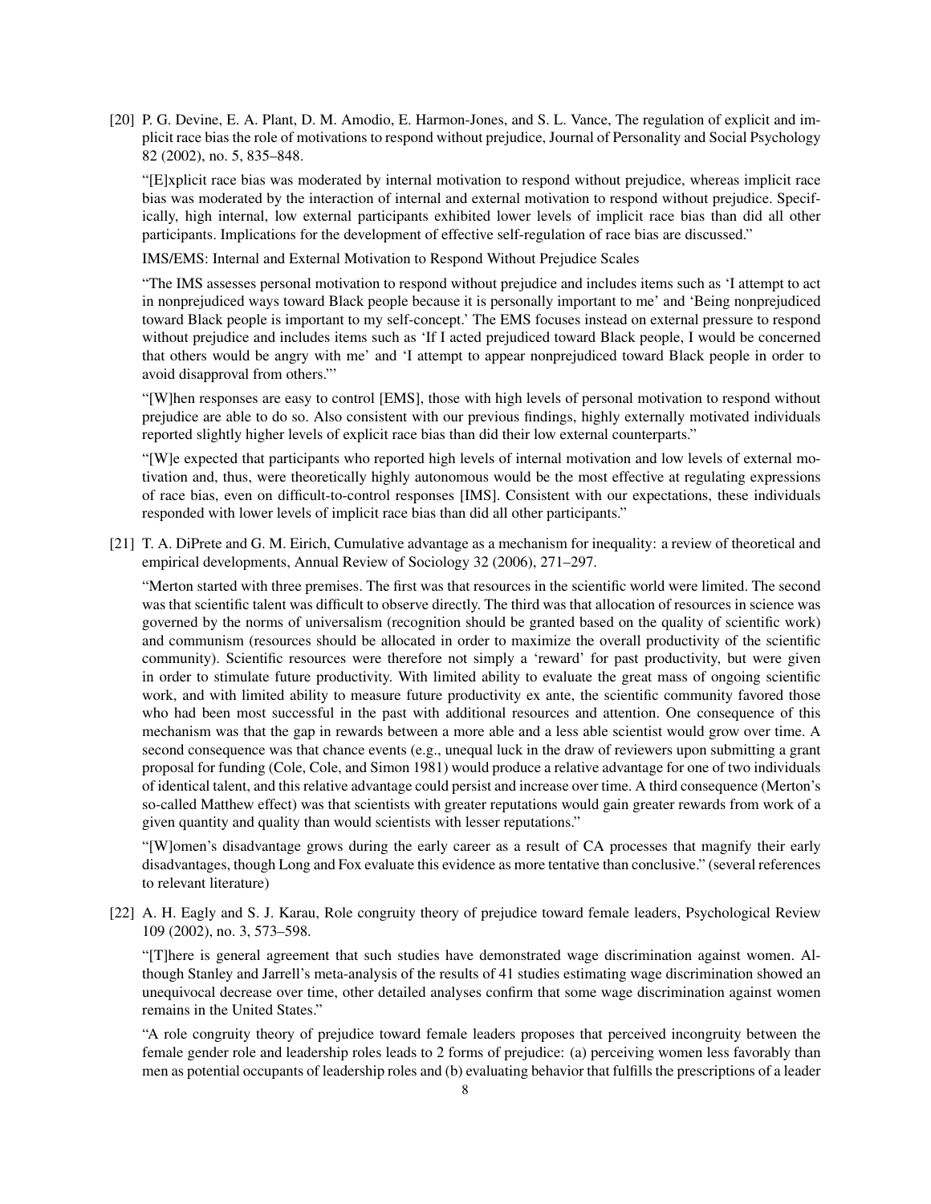[20] P. G. Devine, E. A. Plant, D. M. Amodio, E. Harmon-Jones, and S. L. Vance, The regulation of explicit and implicit race bias the role of motivations to respond without prejudice, Journal of Personality and Social Psychology 82 (2002), no. 5, 835–848.

"[E]xplicit race bias was moderated by internal motivation to respond without prejudice, whereas implicit race bias was moderated by the interaction of internal and external motivation to respond without prejudice. Specifically, high internal, low external participants exhibited lower levels of implicit race bias than did all other participants. Implications for the development of effective self-regulation of race bias are discussed."

IMS/EMS: Internal and External Motivation to Respond Without Prejudice Scales

"The IMS assesses personal motivation to respond without prejudice and includes items such as 'I attempt to act in nonprejudiced ways toward Black people because it is personally important to me' and 'Being nonprejudiced toward Black people is important to my self-concept.' The EMS focuses instead on external pressure to respond without prejudice and includes items such as 'If I acted prejudiced toward Black people, I would be concerned that others would be angry with me' and 'I attempt to appear nonprejudiced toward Black people in order to avoid disapproval from others.'"

"[W]hen responses are easy to control [EMS], those with high levels of personal motivation to respond without prejudice are able to do so. Also consistent with our previous findings, highly externally motivated individuals reported slightly higher levels of explicit race bias than did their low external counterparts."

"[W]e expected that participants who reported high levels of internal motivation and low levels of external motivation and, thus, were theoretically highly autonomous would be the most effective at regulating expressions of race bias, even on difficult-to-control responses [IMS]. Consistent with our expectations, these individuals responded with lower levels of implicit race bias than did all other participants."

[21] T. A. DiPrete and G. M. Eirich, Cumulative advantage as a mechanism for inequality: a review of theoretical and empirical developments, Annual Review of Sociology 32 (2006), 271–297.

"Merton started with three premises. The first was that resources in the scientific world were limited. The second was that scientific talent was difficult to observe directly. The third was that allocation of resources in science was governed by the norms of universalism (recognition should be granted based on the quality of scientific work) and communism (resources should be allocated in order to maximize the overall productivity of the scientific community). Scientific resources were therefore not simply a 'reward' for past productivity, but were given in order to stimulate future productivity. With limited ability to evaluate the great mass of ongoing scientific work, and with limited ability to measure future productivity ex ante, the scientific community favored those who had been most successful in the past with additional resources and attention. One consequence of this mechanism was that the gap in rewards between a more able and a less able scientist would grow over time. A second consequence was that chance events (e.g., unequal luck in the draw of reviewers upon submitting a grant proposal for funding (Cole, Cole, and Simon 1981) would produce a relative advantage for one of two individuals of identical talent, and this relative advantage could persist and increase over time. A third consequence (Merton's so-called Matthew effect) was that scientists with greater reputations would gain greater rewards from work of a given quantity and quality than would scientists with lesser reputations."

"[W]omen's disadvantage grows during the early career as a result of CA processes that magnify their early disadvantages, though Long and Fox evaluate this evidence as more tentative than conclusive." (several references to relevant literature)

[22] A. H. Eagly and S. J. Karau, Role congruity theory of prejudice toward female leaders, Psychological Review 109 (2002), no. 3, 573–598.

"[T]here is general agreement that such studies have demonstrated wage discrimination against women. Although Stanley and Jarrell's meta-analysis of the results of 41 studies estimating wage discrimination showed an unequivocal decrease over time, other detailed analyses confirm that some wage discrimination against women remains in the United States."

"A role congruity theory of prejudice toward female leaders proposes that perceived incongruity between the female gender role and leadership roles leads to 2 forms of prejudice: (a) perceiving women less favorably than men as potential occupants of leadership roles and (b) evaluating behavior that fulfills the prescriptions of a leader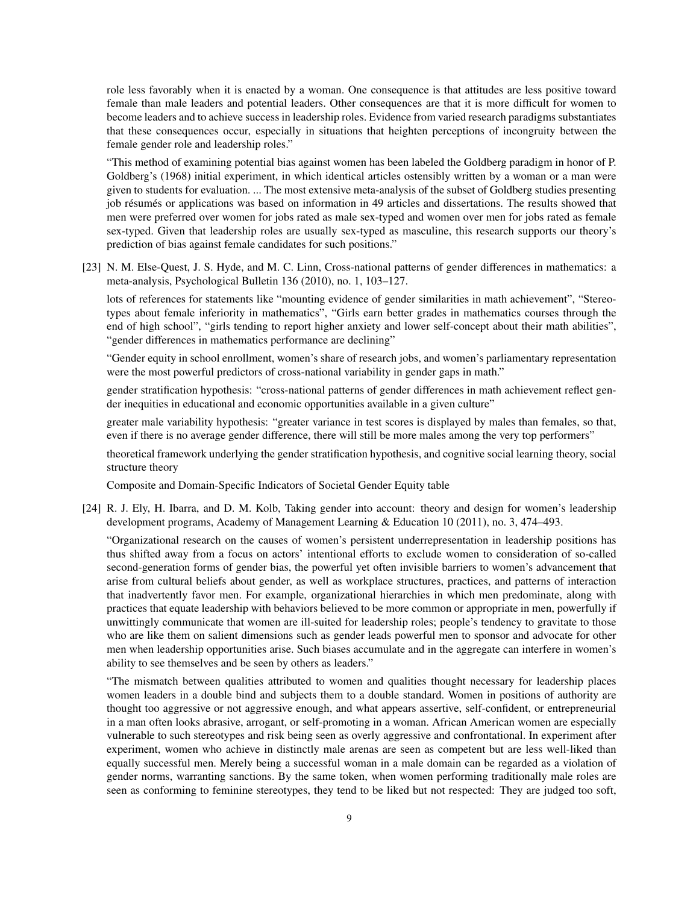role less favorably when it is enacted by a woman. One consequence is that attitudes are less positive toward female than male leaders and potential leaders. Other consequences are that it is more difficult for women to become leaders and to achieve success in leadership roles. Evidence from varied research paradigms substantiates that these consequences occur, especially in situations that heighten perceptions of incongruity between the female gender role and leadership roles."

"This method of examining potential bias against women has been labeled the Goldberg paradigm in honor of P. Goldberg's (1968) initial experiment, in which identical articles ostensibly written by a woman or a man were given to students for evaluation. ... The most extensive meta-analysis of the subset of Goldberg studies presenting job résumés or applications was based on information in 49 articles and dissertations. The results showed that men were preferred over women for jobs rated as male sex-typed and women over men for jobs rated as female sex-typed. Given that leadership roles are usually sex-typed as masculine, this research supports our theory's prediction of bias against female candidates for such positions."

[23] N. M. Else-Quest, J. S. Hyde, and M. C. Linn, Cross-national patterns of gender differences in mathematics: a meta-analysis, Psychological Bulletin 136 (2010), no. 1, 103–127.

lots of references for statements like "mounting evidence of gender similarities in math achievement", "Stereotypes about female inferiority in mathematics", "Girls earn better grades in mathematics courses through the end of high school", "girls tending to report higher anxiety and lower self-concept about their math abilities", "gender differences in mathematics performance are declining"

"Gender equity in school enrollment, women's share of research jobs, and women's parliamentary representation were the most powerful predictors of cross-national variability in gender gaps in math."

gender stratification hypothesis: "cross-national patterns of gender differences in math achievement reflect gender inequities in educational and economic opportunities available in a given culture"

greater male variability hypothesis: "greater variance in test scores is displayed by males than females, so that, even if there is no average gender difference, there will still be more males among the very top performers"

theoretical framework underlying the gender stratification hypothesis, and cognitive social learning theory, social structure theory

Composite and Domain-Specific Indicators of Societal Gender Equity table

[24] R. J. Ely, H. Ibarra, and D. M. Kolb, Taking gender into account: theory and design for women's leadership development programs, Academy of Management Learning & Education 10 (2011), no. 3, 474–493.

"Organizational research on the causes of women's persistent underrepresentation in leadership positions has thus shifted away from a focus on actors' intentional efforts to exclude women to consideration of so-called second-generation forms of gender bias, the powerful yet often invisible barriers to women's advancement that arise from cultural beliefs about gender, as well as workplace structures, practices, and patterns of interaction that inadvertently favor men. For example, organizational hierarchies in which men predominate, along with practices that equate leadership with behaviors believed to be more common or appropriate in men, powerfully if unwittingly communicate that women are ill-suited for leadership roles; people's tendency to gravitate to those who are like them on salient dimensions such as gender leads powerful men to sponsor and advocate for other men when leadership opportunities arise. Such biases accumulate and in the aggregate can interfere in women's ability to see themselves and be seen by others as leaders."

"The mismatch between qualities attributed to women and qualities thought necessary for leadership places women leaders in a double bind and subjects them to a double standard. Women in positions of authority are thought too aggressive or not aggressive enough, and what appears assertive, self-confident, or entrepreneurial in a man often looks abrasive, arrogant, or self-promoting in a woman. African American women are especially vulnerable to such stereotypes and risk being seen as overly aggressive and confrontational. In experiment after experiment, women who achieve in distinctly male arenas are seen as competent but are less well-liked than equally successful men. Merely being a successful woman in a male domain can be regarded as a violation of gender norms, warranting sanctions. By the same token, when women performing traditionally male roles are seen as conforming to feminine stereotypes, they tend to be liked but not respected: They are judged too soft,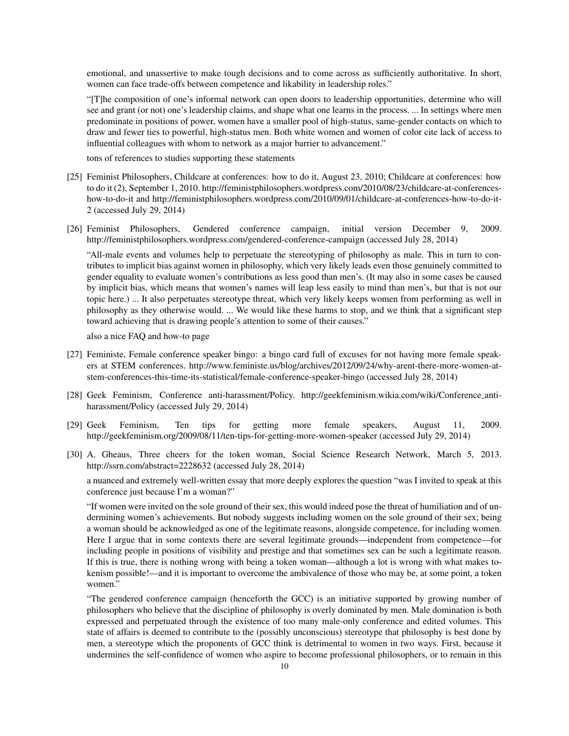emotional, and unassertive to make tough decisions and to come across as sufficiently authoritative. In short, women can face trade-offs between competence and likability in leadership roles."

"[T]he composition of one's informal network can open doors to leadership opportunities, determine who will see and grant (or not) one's leadership claims, and shape what one learns in the process. ... In settings where men predominate in positions of power, women have a smaller pool of high-status, same-gender contacts on which to draw and fewer ties to powerful, high-status men. Both white women and women of color cite lack of access to influential colleagues with whom to network as a major barrier to advancement."

tons of references to studies supporting these statements

[25] Feminist Philosophers, Childcare at conferences: how to do it, August 23, 2010; Childcare at conferences: how to do it (2), September 1, 2010. http://feministphilosophers.wordpress.com/2010/08/23/childcare-at-conferences-how-to-do-it and http://feministphilosophers.wordpress.com/2010/09/01/childcare-at-conferences-how-to-do-it-2 (accessed July 29, 2014)

[26] Feminist Philosophers, Gendered conference campaign, initial version December 9, 2009. http://feministphilosophers.wordpress.com/gendered-conference-campaign (accessed July 28, 2014)

"All-male events and volumes help to perpetuate the stereotyping of philosophy as male. This in turn to contributes to implicit bias against women in philosophy, which very likely leads even those genuinely committed to gender equality to evaluate women's contributions as less good than men's. (It may also in some cases be caused by implicit bias, which means that women's names will leap less easily to mind than men's, but that is not our topic here.) ... It also perpetuates stereotype threat, which very likely keeps women from performing as well in philosophy as they otherwise would. ... We would like these harms to stop, and we think that a significant step toward achieving that is drawing people's attention to some of their causes."

also a nice FAQ and how-to page

[27] Feministe, Female conference speaker bingo: a bingo card full of excuses for not having more female speakers at STEM conferences. http://www.feministe.us/blog/archives/2012/09/24/why-arent-there-more-women-at-stem-conferences-this-time-its-statistical/female-conference-speaker-bingo (accessed July 28, 2014)

[28] Geek Feminism, Conference anti-harassment/Policy. http://geekfeminism.wikia.com/wiki/Conference_anti-harassment/Policy (accessed July 29, 2014)

[29] Geek Feminism, Ten tips for getting more female speakers, August 11, 2009. http://geekfeminism.org/2009/08/11/ten-tips-for-getting-more-women-speaker (accessed July 29, 2014)

[30] A. Gheaus, Three cheers for the token woman, Social Science Research Network, March 5, 2013. http://ssrn.com/abstract=2228632 (accessed July 28, 2014)

a nuanced and extremely well-written essay that more deeply explores the question "was I invited to speak at this conference just because I'm a woman?"

"If women were invited on the sole ground of their sex, this would indeed pose the threat of humiliation and of undermining women's achievements. But nobody suggests including women on the sole ground of their sex; being a woman should be acknowledged as one of the legitimate reasons, alongside competence, for including women. Here I argue that in some contexts there are several legitimate grounds—independent from competence—for including people in positions of visibility and prestige and that sometimes sex can be such a legitimate reason. If this is true, there is nothing wrong with being a token woman—although a lot is wrong with what makes tokenism possible!—and it is important to overcome the ambivalence of those who may be, at some point, a token women."

"The gendered conference campaign (henceforth the GCC) is an initiative supported by growing number of philosophers who believe that the discipline of philosophy is overly dominated by men. Male domination is both expressed and perpetuated through the existence of too many male-only conference and edited volumes. This state of affairs is deemed to contribute to the (possibly unconscious) stereotype that philosophy is best done by men, a stereotype which the proponents of GCC think is detrimental to women in two ways. First, because it undermines the self-confidence of women who aspire to become professional philosophers, or to remain in this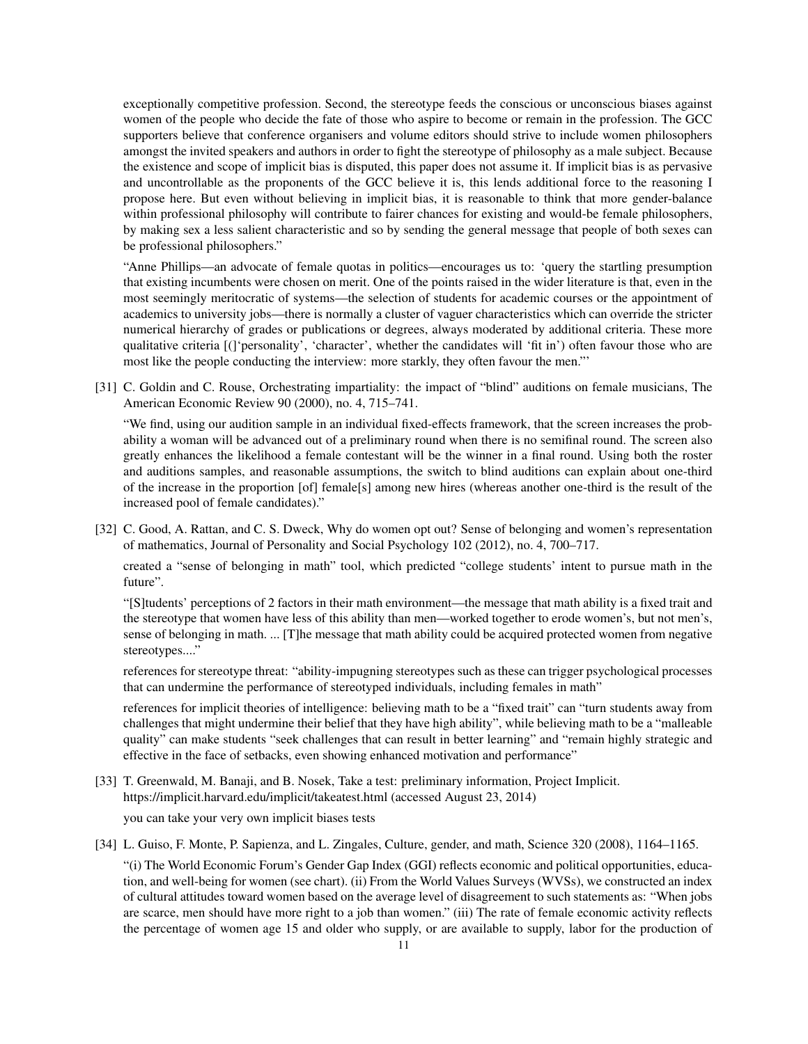exceptionally competitive profession. Second, the stereotype feeds the conscious or unconscious biases against women of the people who decide the fate of those who aspire to become or remain in the profession. The GCC supporters believe that conference organisers and volume editors should strive to include women philosophers amongst the invited speakers and authors in order to fight the stereotype of philosophy as a male subject. Because the existence and scope of implicit bias is disputed, this paper does not assume it. If implicit bias is as pervasive and uncontrollable as the proponents of the GCC believe it is, this lends additional force to the reasoning I propose here. But even without believing in implicit bias, it is reasonable to think that more gender-balance within professional philosophy will contribute to fairer chances for existing and would-be female philosophers, by making sex a less salient characteristic and so by sending the general message that people of both sexes can be professional philosophers."

"Anne Phillips—an advocate of female quotas in politics—encourages us to: 'query the startling presumption that existing incumbents were chosen on merit. One of the points raised in the wider literature is that, even in the most seemingly meritocratic of systems—the selection of students for academic courses or the appointment of academics to university jobs—there is normally a cluster of vaguer characteristics which can override the stricter numerical hierarchy of grades or publications or degrees, always moderated by additional criteria. These more qualitative criteria [(]'personality', 'character', whether the candidates will 'fit in') often favour those who are most like the people conducting the interview: more starkly, they often favour the men."'

[31] C. Goldin and C. Rouse, Orchestrating impartiality: the impact of "blind" auditions on female musicians, The American Economic Review 90 (2000), no. 4, 715–741.

"We find, using our audition sample in an individual fixed-effects framework, that the screen increases the probability a woman will be advanced out of a preliminary round when there is no semifinal round. The screen also greatly enhances the likelihood a female contestant will be the winner in a final round. Using both the roster and auditions samples, and reasonable assumptions, the switch to blind auditions can explain about one-third of the increase in the proportion [of] female[s] among new hires (whereas another one-third is the result of the increased pool of female candidates)."

[32] C. Good, A. Rattan, and C. S. Dweck, Why do women opt out? Sense of belonging and women's representation of mathematics, Journal of Personality and Social Psychology 102 (2012), no. 4, 700–717.

created a "sense of belonging in math" tool, which predicted "college students' intent to pursue math in the future".

"[S]tudents' perceptions of 2 factors in their math environment—the message that math ability is a fixed trait and the stereotype that women have less of this ability than men—worked together to erode women's, but not men's, sense of belonging in math. ... [T]he message that math ability could be acquired protected women from negative stereotypes...."

references for stereotype threat: "ability-impugning stereotypes such as these can trigger psychological processes that can undermine the performance of stereotyped individuals, including females in math"

references for implicit theories of intelligence: believing math to be a "fixed trait" can "turn students away from challenges that might undermine their belief that they have high ability", while believing math to be a "malleable quality" can make students "seek challenges that can result in better learning" and "remain highly strategic and effective in the face of setbacks, even showing enhanced motivation and performance"

[33] T. Greenwald, M. Banaji, and B. Nosek, Take a test: preliminary information, Project Implicit. https://implicit.harvard.edu/implicit/takeatest.html (accessed August 23, 2014)

you can take your very own implicit biases tests

[34] L. Guiso, F. Monte, P. Sapienza, and L. Zingales, Culture, gender, and math, Science 320 (2008), 1164–1165.

"(i) The World Economic Forum's Gender Gap Index (GGI) reflects economic and political opportunities, education, and well-being for women (see chart). (ii) From the World Values Surveys (WVSs), we constructed an index of cultural attitudes toward women based on the average level of disagreement to such statements as: "When jobs are scarce, men should have more right to a job than women." (iii) The rate of female economic activity reflects the percentage of women age 15 and older who supply, or are available to supply, labor for the production of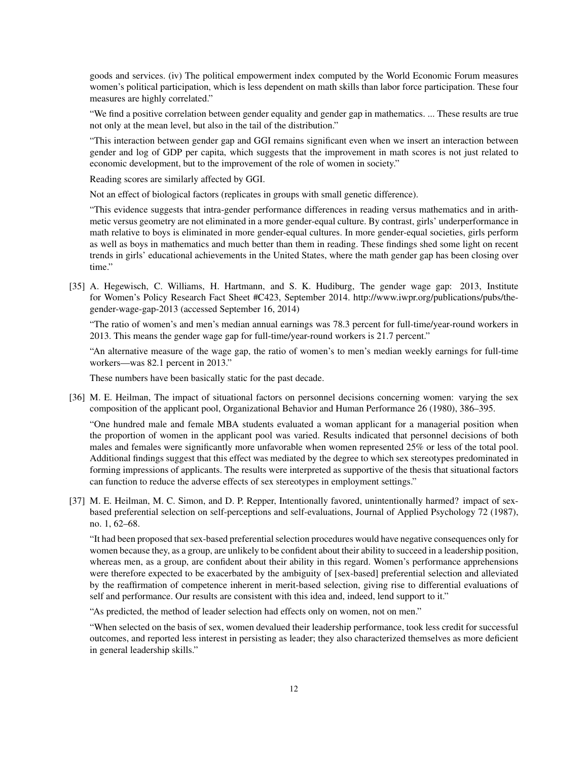goods and services. (iv) The political empowerment index computed by the World Economic Forum measures women's political participation, which is less dependent on math skills than labor force participation. These four measures are highly correlated."

"We find a positive correlation between gender equality and gender gap in mathematics. ... These results are true not only at the mean level, but also in the tail of the distribution."

"This interaction between gender gap and GGI remains significant even when we insert an interaction between gender and log of GDP per capita, which suggests that the improvement in math scores is not just related to economic development, but to the improvement of the role of women in society."

Reading scores are similarly affected by GGI.

Not an effect of biological factors (replicates in groups with small genetic difference).

"This evidence suggests that intra-gender performance differences in reading versus mathematics and in arithmetic versus geometry are not eliminated in a more gender-equal culture. By contrast, girls' underperformance in math relative to boys is eliminated in more gender-equal cultures. In more gender-equal societies, girls perform as well as boys in mathematics and much better than them in reading. These findings shed some light on recent trends in girls' educational achievements in the United States, where the math gender gap has been closing over time."

[35] A. Hegewisch, C. Williams, H. Hartmann, and S. K. Hudiburg, The gender wage gap: 2013, Institute for Women's Policy Research Fact Sheet #C423, September 2014. http://www.iwpr.org/publications/pubs/the-gender-wage-gap-2013 (accessed September 16, 2014)

"The ratio of women's and men's median annual earnings was 78.3 percent for full-time/year-round workers in 2013. This means the gender wage gap for full-time/year-round workers is 21.7 percent."

"An alternative measure of the wage gap, the ratio of women's to men's median weekly earnings for full-time workers—was 82.1 percent in 2013."

These numbers have been basically static for the past decade.

[36] M. E. Heilman, The impact of situational factors on personnel decisions concerning women: varying the sex composition of the applicant pool, Organizational Behavior and Human Performance 26 (1980), 386–395.

"One hundred male and female MBA students evaluated a woman applicant for a managerial position when the proportion of women in the applicant pool was varied. Results indicated that personnel decisions of both males and females were significantly more unfavorable when women represented 25% or less of the total pool. Additional findings suggest that this effect was mediated by the degree to which sex stereotypes predominated in forming impressions of applicants. The results were interpreted as supportive of the thesis that situational factors can function to reduce the adverse effects of sex stereotypes in employment settings."

[37] M. E. Heilman, M. C. Simon, and D. P. Repper, Intentionally favored, unintentionally harmed? impact of sex-based preferential selection on self-perceptions and self-evaluations, Journal of Applied Psychology 72 (1987), no. 1, 62–68.

"It had been proposed that sex-based preferential selection procedures would have negative consequences only for women because they, as a group, are unlikely to be confident about their ability to succeed in a leadership position, whereas men, as a group, are confident about their ability in this regard. Women's performance apprehensions were therefore expected to be exacerbated by the ambiguity of [sex-based] preferential selection and alleviated by the reaffirmation of competence inherent in merit-based selection, giving rise to differential evaluations of self and performance. Our results are consistent with this idea and, indeed, lend support to it."

"As predicted, the method of leader selection had effects only on women, not on men."

"When selected on the basis of sex, women devalued their leadership performance, took less credit for successful outcomes, and reported less interest in persisting as leader; they also characterized themselves as more deficient in general leadership skills."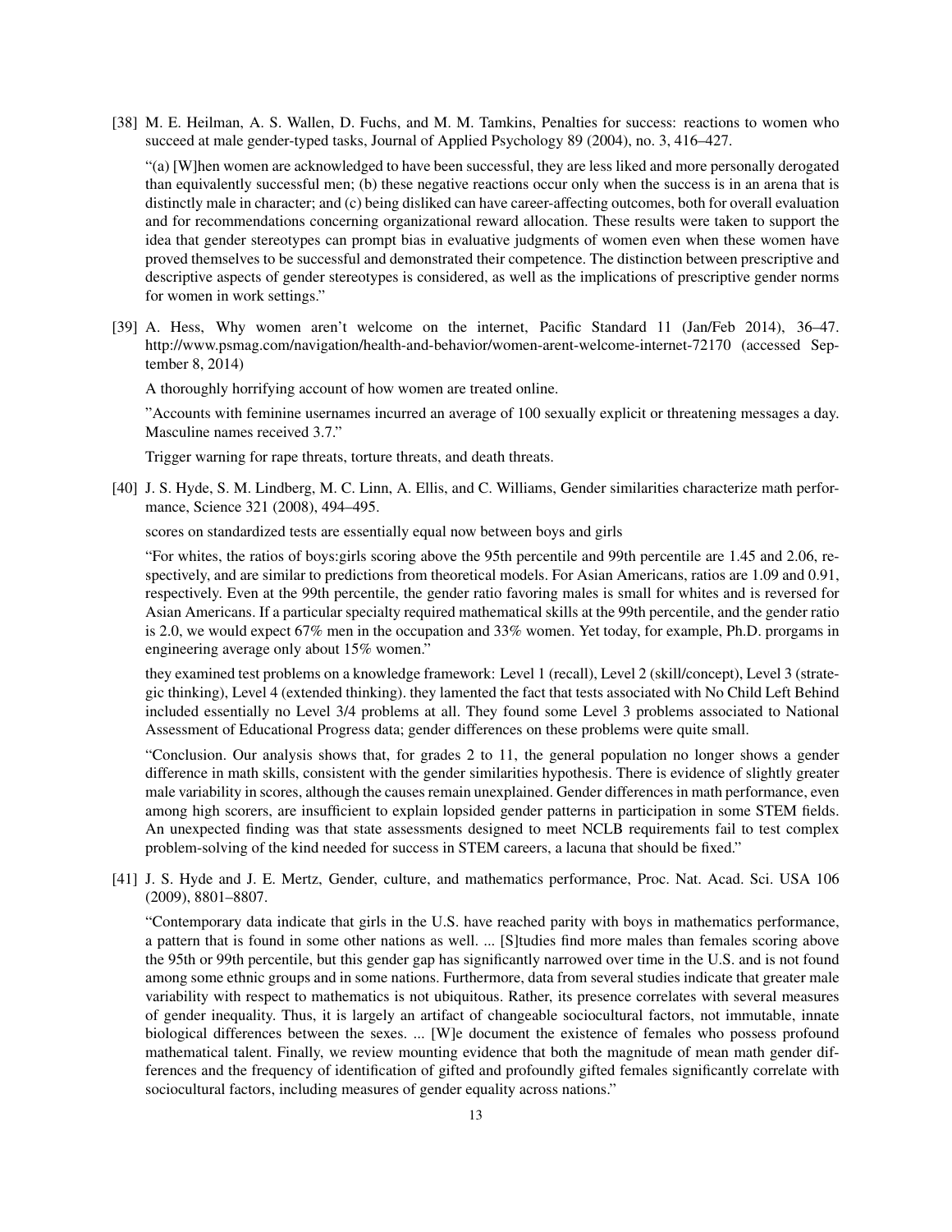[38] M. E. Heilman, A. S. Wallen, D. Fuchs, and M. M. Tamkins, Penalties for success: reactions to women who succeed at male gender-typed tasks, Journal of Applied Psychology 89 (2004), no. 3, 416–427.

"(a) [W]hen women are acknowledged to have been successful, they are less liked and more personally derogated than equivalently successful men; (b) these negative reactions occur only when the success is in an arena that is distinctly male in character; and (c) being disliked can have career-affecting outcomes, both for overall evaluation and for recommendations concerning organizational reward allocation. These results were taken to support the idea that gender stereotypes can prompt bias in evaluative judgments of women even when these women have proved themselves to be successful and demonstrated their competence. The distinction between prescriptive and descriptive aspects of gender stereotypes is considered, as well as the implications of prescriptive gender norms for women in work settings."

[39] A. Hess, Why women aren't welcome on the internet, Pacific Standard 11 (Jan/Feb 2014), 36–47. http://www.psmag.com/navigation/health-and-behavior/women-arent-welcome-internet-72170 (accessed September 8, 2014)

A thoroughly horrifying account of how women are treated online.

"Accounts with feminine usernames incurred an average of 100 sexually explicit or threatening messages a day. Masculine names received 3.7."

Trigger warning for rape threats, torture threats, and death threats.

[40] J. S. Hyde, S. M. Lindberg, M. C. Linn, A. Ellis, and C. Williams, Gender similarities characterize math performance, Science 321 (2008), 494–495.

scores on standardized tests are essentially equal now between boys and girls

"For whites, the ratios of boys:girls scoring above the 95th percentile and 99th percentile are 1.45 and 2.06, respectively, and are similar to predictions from theoretical models. For Asian Americans, ratios are 1.09 and 0.91, respectively. Even at the 99th percentile, the gender ratio favoring males is small for whites and is reversed for Asian Americans. If a particular specialty required mathematical skills at the 99th percentile, and the gender ratio is 2.0, we would expect 67% men in the occupation and 33% women. Yet today, for example, Ph.D. prorgams in engineering average only about 15% women."

they examined test problems on a knowledge framework: Level 1 (recall), Level 2 (skill/concept), Level 3 (strategic thinking), Level 4 (extended thinking). they lamented the fact that tests associated with No Child Left Behind included essentially no Level 3/4 problems at all. They found some Level 3 problems associated to National Assessment of Educational Progress data; gender differences on these problems were quite small.

"Conclusion. Our analysis shows that, for grades 2 to 11, the general population no longer shows a gender difference in math skills, consistent with the gender similarities hypothesis. There is evidence of slightly greater male variability in scores, although the causes remain unexplained. Gender differences in math performance, even among high scorers, are insufficient to explain lopsided gender patterns in participation in some STEM fields. An unexpected finding was that state assessments designed to meet NCLB requirements fail to test complex problem-solving of the kind needed for success in STEM careers, a lacuna that should be fixed."

[41] J. S. Hyde and J. E. Mertz, Gender, culture, and mathematics performance, Proc. Nat. Acad. Sci. USA 106 (2009), 8801–8807.

"Contemporary data indicate that girls in the U.S. have reached parity with boys in mathematics performance, a pattern that is found in some other nations as well. ... [S]tudies find more males than females scoring above the 95th or 99th percentile, but this gender gap has significantly narrowed over time in the U.S. and is not found among some ethnic groups and in some nations. Furthermore, data from several studies indicate that greater male variability with respect to mathematics is not ubiquitous. Rather, its presence correlates with several measures of gender inequality. Thus, it is largely an artifact of changeable sociocultural factors, not immutable, innate biological differences between the sexes. ... [W]e document the existence of females who possess profound mathematical talent. Finally, we review mounting evidence that both the magnitude of mean math gender differences and the frequency of identification of gifted and profoundly gifted females significantly correlate with sociocultural factors, including measures of gender equality across nations."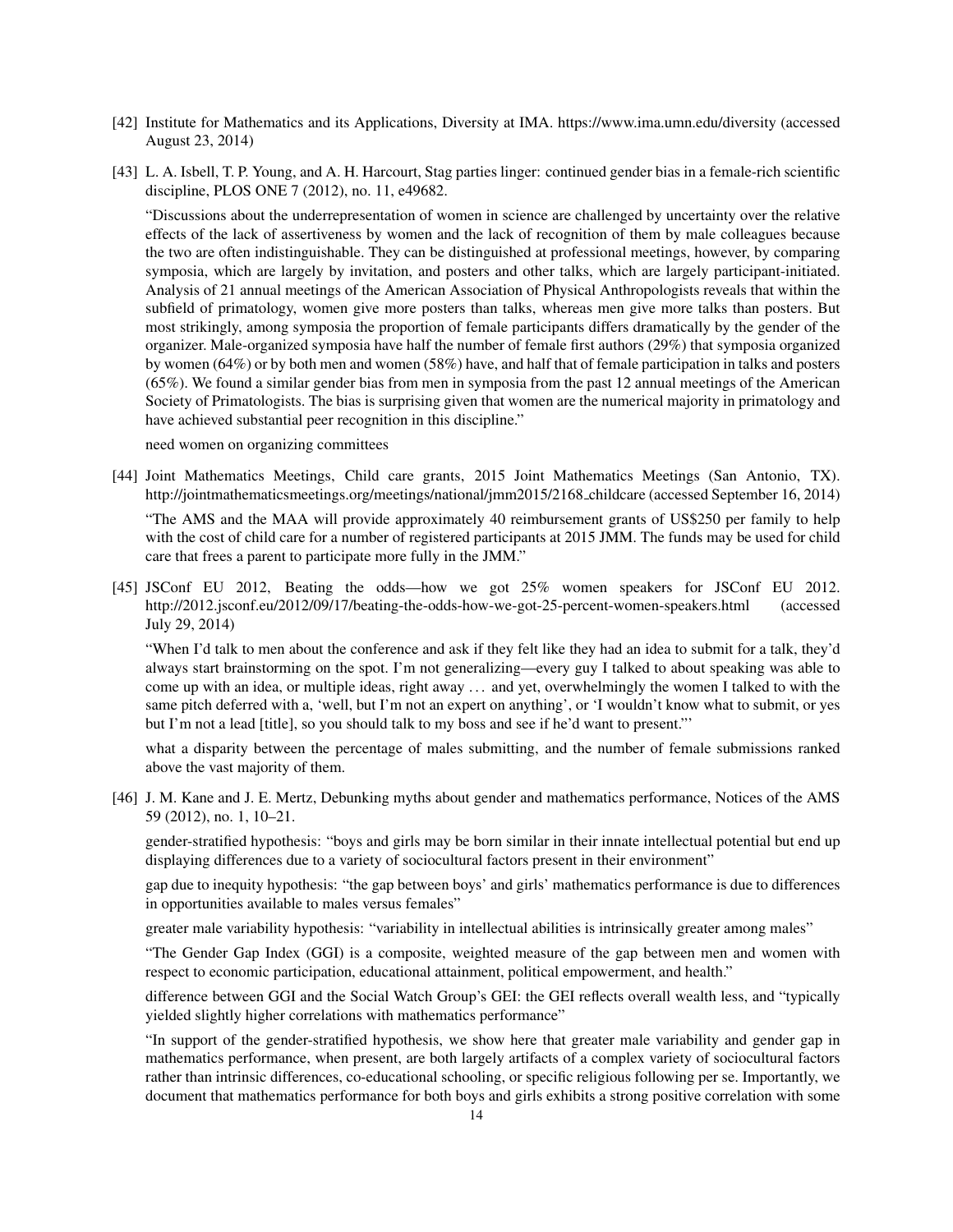[42] Institute for Mathematics and its Applications, Diversity at IMA. https://www.ima.umn.edu/diversity (accessed August 23, 2014)

[43] L. A. Isbell, T. P. Young, and A. H. Harcourt, Stag parties linger: continued gender bias in a female-rich scientific discipline, PLOS ONE 7 (2012), no. 11, e49682.

"Discussions about the underrepresentation of women in science are challenged by uncertainty over the relative effects of the lack of assertiveness by women and the lack of recognition of them by male colleagues because the two are often indistinguishable. They can be distinguished at professional meetings, however, by comparing symposia, which are largely by invitation, and posters and other talks, which are largely participant-initiated. Analysis of 21 annual meetings of the American Association of Physical Anthropologists reveals that within the subfield of primatology, women give more posters than talks, whereas men give more talks than posters. But most strikingly, among symposia the proportion of female participants differs dramatically by the gender of the organizer. Male-organized symposia have half the number of female first authors (29%) that symposia organized by women (64%) or by both men and women (58%) have, and half that of female participation in talks and posters (65%). We found a similar gender bias from men in symposia from the past 12 annual meetings of the American Society of Primatologists. The bias is surprising given that women are the numerical majority in primatology and have achieved substantial peer recognition in this discipline."

need women on organizing committees

[44] Joint Mathematics Meetings, Child care grants, 2015 Joint Mathematics Meetings (San Antonio, TX). http://jointmathematicsmeetings.org/meetings/national/jmm2015/2168_childcare (accessed September 16, 2014)

"The AMS and the MAA will provide approximately 40 reimbursement grants of US$250 per family to help with the cost of child care for a number of registered participants at 2015 JMM. The funds may be used for child care that frees a parent to participate more fully in the JMM."

[45] JSConf EU 2012, Beating the odds—how we got 25% women speakers for JSConf EU 2012. http://2012.jsconf.eu/2012/09/17/beating-the-odds-how-we-got-25-percent-women-speakers.html (accessed July 29, 2014)

"When I'd talk to men about the conference and ask if they felt like they had an idea to submit for a talk, they'd always start brainstorming on the spot. I'm not generalizing—every guy I talked to about speaking was able to come up with an idea, or multiple ideas, right away … and yet, overwhelmingly the women I talked to with the same pitch deferred with a, 'well, but I'm not an expert on anything', or 'I wouldn't know what to submit, or yes but I'm not a lead [title], so you should talk to my boss and see if he'd want to present."'

what a disparity between the percentage of males submitting, and the number of female submissions ranked above the vast majority of them.

[46] J. M. Kane and J. E. Mertz, Debunking myths about gender and mathematics performance, Notices of the AMS 59 (2012), no. 1, 10–21.

gender-stratified hypothesis: "boys and girls may be born similar in their innate intellectual potential but end up displaying differences due to a variety of sociocultural factors present in their environment"

gap due to inequity hypothesis: "the gap between boys' and girls' mathematics performance is due to differences in opportunities available to males versus females"

greater male variability hypothesis: "variability in intellectual abilities is intrinsically greater among males"

"The Gender Gap Index (GGI) is a composite, weighted measure of the gap between men and women with respect to economic participation, educational attainment, political empowerment, and health."

difference between GGI and the Social Watch Group's GEI: the GEI reflects overall wealth less, and "typically yielded slightly higher correlations with mathematics performance"

"In support of the gender-stratified hypothesis, we show here that greater male variability and gender gap in mathematics performance, when present, are both largely artifacts of a complex variety of sociocultural factors rather than intrinsic differences, co-educational schooling, or specific religious following per se. Importantly, we document that mathematics performance for both boys and girls exhibits a strong positive correlation with some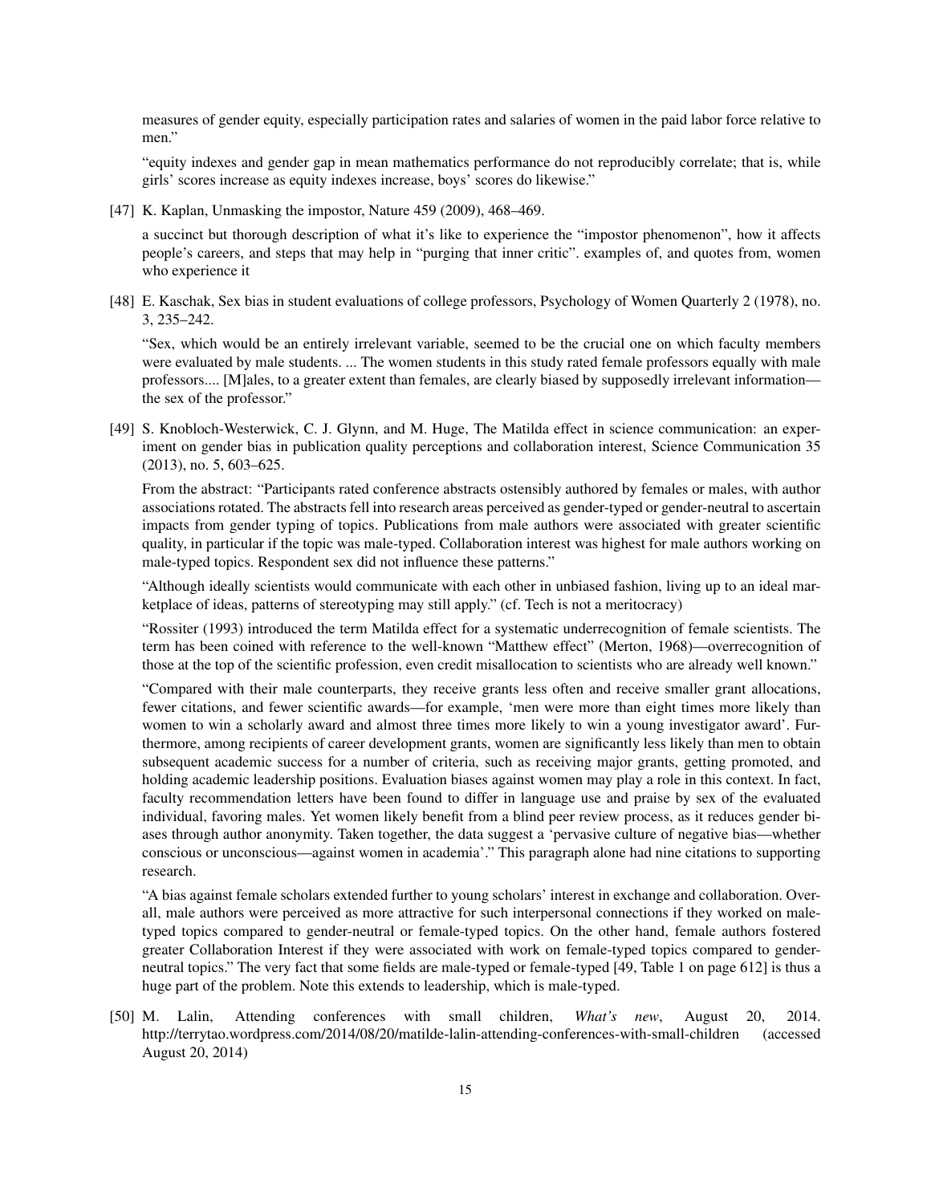measures of gender equity, especially participation rates and salaries of women in the paid labor force relative to men."

"equity indexes and gender gap in mean mathematics performance do not reproducibly correlate; that is, while girls' scores increase as equity indexes increase, boys' scores do likewise."

[47] K. Kaplan, Unmasking the impostor, Nature 459 (2009), 468–469.

a succinct but thorough description of what it's like to experience the "impostor phenomenon", how it affects people's careers, and steps that may help in "purging that inner critic". examples of, and quotes from, women who experience it

[48] E. Kaschak, Sex bias in student evaluations of college professors, Psychology of Women Quarterly 2 (1978), no. 3, 235–242.

"Sex, which would be an entirely irrelevant variable, seemed to be the crucial one on which faculty members were evaluated by male students. ... The women students in this study rated female professors equally with male professors.... [M]ales, to a greater extent than females, are clearly biased by supposedly irrelevant information—the sex of the professor."

[49] S. Knobloch-Westerwick, C. J. Glynn, and M. Huge, The Matilda effect in science communication: an experiment on gender bias in publication quality perceptions and collaboration interest, Science Communication 35 (2013), no. 5, 603–625.

From the abstract: "Participants rated conference abstracts ostensibly authored by females or males, with author associations rotated. The abstracts fell into research areas perceived as gender-typed or gender-neutral to ascertain impacts from gender typing of topics. Publications from male authors were associated with greater scientific quality, in particular if the topic was male-typed. Collaboration interest was highest for male authors working on male-typed topics. Respondent sex did not influence these patterns."

"Although ideally scientists would communicate with each other in unbiased fashion, living up to an ideal marketplace of ideas, patterns of stereotyping may still apply." (cf. Tech is not a meritocracy)

"Rossiter (1993) introduced the term Matilda effect for a systematic underrecognition of female scientists. The term has been coined with reference to the well-known "Matthew effect" (Merton, 1968)—overrecognition of those at the top of the scientific profession, even credit misallocation to scientists who are already well known."

"Compared with their male counterparts, they receive grants less often and receive smaller grant allocations, fewer citations, and fewer scientific awards—for example, 'men were more than eight times more likely than women to win a scholarly award and almost three times more likely to win a young investigator award'. Furthermore, among recipients of career development grants, women are significantly less likely than men to obtain subsequent academic success for a number of criteria, such as receiving major grants, getting promoted, and holding academic leadership positions. Evaluation biases against women may play a role in this context. In fact, faculty recommendation letters have been found to differ in language use and praise by sex of the evaluated individual, favoring males. Yet women likely benefit from a blind peer review process, as it reduces gender biases through author anonymity. Taken together, the data suggest a 'pervasive culture of negative bias—whether conscious or unconscious—against women in academia'." This paragraph alone had nine citations to supporting research.

"A bias against female scholars extended further to young scholars' interest in exchange and collaboration. Overall, male authors were perceived as more attractive for such interpersonal connections if they worked on male-typed topics compared to gender-neutral or female-typed topics. On the other hand, female authors fostered greater Collaboration Interest if they were associated with work on female-typed topics compared to gender-neutral topics." The very fact that some fields are male-typed or female-typed [49, Table 1 on page 612] is thus a huge part of the problem. Note this extends to leadership, which is male-typed.

[50] M. Lalin, Attending conferences with small children, *What's new*, August 20, 2014. http://terrytao.wordpress.com/2014/08/20/matilde-lalin-attending-conferences-with-small-children (accessed August 20, 2014)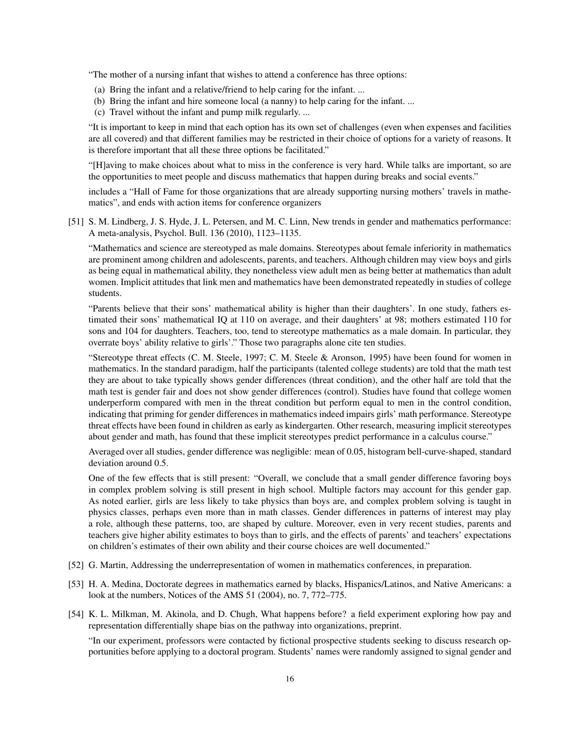"The mother of a nursing infant that wishes to attend a conference has three options:

(a) Bring the infant and a relative/friend to help caring for the infant. ...
(b) Bring the infant and hire someone local (a nanny) to help caring for the infant. ...
(c) Travel without the infant and pump milk regularly. ...

"It is important to keep in mind that each option has its own set of challenges (even when expenses and facilities are all covered) and that different families may be restricted in their choice of options for a variety of reasons. It is therefore important that all these three options be facilitated."

"[H]aving to make choices about what to miss in the conference is very hard. While talks are important, so are the opportunities to meet people and discuss mathematics that happen during breaks and social events."

includes a "Hall of Fame for those organizations that are already supporting nursing mothers' travels in mathematics", and ends with action items for conference organizers

[51] S. M. Lindberg, J. S. Hyde, J. L. Petersen, and M. C. Linn, New trends in gender and mathematics performance: A meta-analysis, Psychol. Bull. 136 (2010), 1123–1135.

"Mathematics and science are stereotyped as male domains. Stereotypes about female inferiority in mathematics are prominent among children and adolescents, parents, and teachers. Although children may view boys and girls as being equal in mathematical ability, they nonetheless view adult men as being better at mathematics than adult women. Implicit attitudes that link men and mathematics have been demonstrated repeatedly in studies of college students.

"Parents believe that their sons' mathematical ability is higher than their daughters'. In one study, fathers estimated their sons' mathematical IQ at 110 on average, and their daughters' at 98; mothers estimated 110 for sons and 104 for daughters. Teachers, too, tend to stereotype mathematics as a male domain. In particular, they overrate boys' ability relative to girls'." Those two paragraphs alone cite ten studies.

"Stereotype threat effects (C. M. Steele, 1997; C. M. Steele & Aronson, 1995) have been found for women in mathematics. In the standard paradigm, half the participants (talented college students) are told that the math test they are about to take typically shows gender differences (threat condition), and the other half are told that the math test is gender fair and does not show gender differences (control). Studies have found that college women underperform compared with men in the threat condition but perform equal to men in the control condition, indicating that priming for gender differences in mathematics indeed impairs girls' math performance. Stereotype threat effects have been found in children as early as kindergarten. Other research, measuring implicit stereotypes about gender and math, has found that these implicit stereotypes predict performance in a calculus course."

Averaged over all studies, gender difference was negligible: mean of 0.05, histogram bell-curve-shaped, standard deviation around 0.5.

One of the few effects that is still present: "Overall, we conclude that a small gender difference favoring boys in complex problem solving is still present in high school. Multiple factors may account for this gender gap. As noted earlier, girls are less likely to take physics than boys are, and complex problem solving is taught in physics classes, perhaps even more than in math classes. Gender differences in patterns of interest may play a role, although these patterns, too, are shaped by culture. Moreover, even in very recent studies, parents and teachers give higher ability estimates to boys than to girls, and the effects of parents' and teachers' expectations on children's estimates of their own ability and their course choices are well documented."

[52] G. Martin, Addressing the underrepresentation of women in mathematics conferences, in preparation.

[53] H. A. Medina, Doctorate degrees in mathematics earned by blacks, Hispanics/Latinos, and Native Americans: a look at the numbers, Notices of the AMS 51 (2004), no. 7, 772–775.

[54] K. L. Milkman, M. Akinola, and D. Chugh, What happens before? a field experiment exploring how pay and representation differentially shape bias on the pathway into organizations, preprint.

"In our experiment, professors were contacted by fictional prospective students seeking to discuss research opportunities before applying to a doctoral program. Students' names were randomly assigned to signal gender and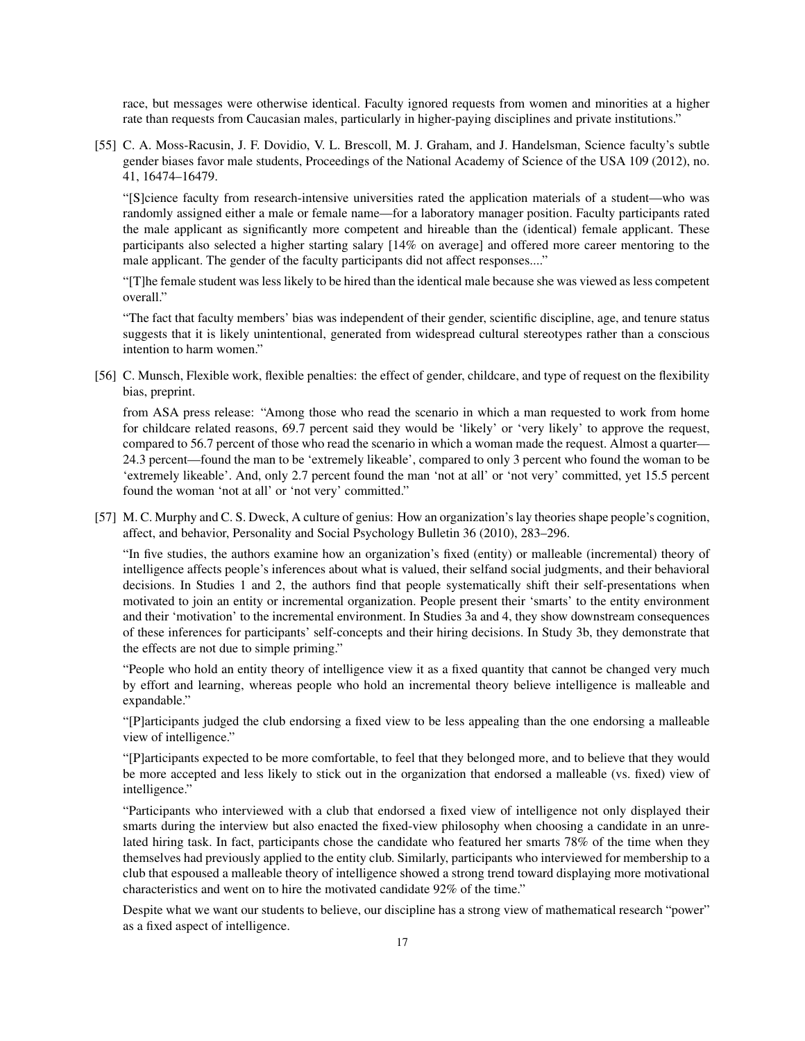race, but messages were otherwise identical. Faculty ignored requests from women and minorities at a higher rate than requests from Caucasian males, particularly in higher-paying disciplines and private institutions."

[55] C. A. Moss-Racusin, J. F. Dovidio, V. L. Brescoll, M. J. Graham, and J. Handelsman, Science faculty's subtle gender biases favor male students, Proceedings of the National Academy of Science of the USA 109 (2012), no. 41, 16474–16479.

"[S]cience faculty from research-intensive universities rated the application materials of a student—who was randomly assigned either a male or female name—for a laboratory manager position. Faculty participants rated the male applicant as significantly more competent and hireable than the (identical) female applicant. These participants also selected a higher starting salary [14% on average] and offered more career mentoring to the male applicant. The gender of the faculty participants did not affect responses...."

"[T]he female student was less likely to be hired than the identical male because she was viewed as less competent overall."

"The fact that faculty members' bias was independent of their gender, scientific discipline, age, and tenure status suggests that it is likely unintentional, generated from widespread cultural stereotypes rather than a conscious intention to harm women."

[56] C. Munsch, Flexible work, flexible penalties: the effect of gender, childcare, and type of request on the flexibility bias, preprint.

from ASA press release: "Among those who read the scenario in which a man requested to work from home for childcare related reasons, 69.7 percent said they would be 'likely' or 'very likely' to approve the request, compared to 56.7 percent of those who read the scenario in which a woman made the request. Almost a quarter—24.3 percent—found the man to be 'extremely likeable', compared to only 3 percent who found the woman to be 'extremely likeable'. And, only 2.7 percent found the man 'not at all' or 'not very' committed, yet 15.5 percent found the woman 'not at all' or 'not very' committed."

[57] M. C. Murphy and C. S. Dweck, A culture of genius: How an organization's lay theories shape people's cognition, affect, and behavior, Personality and Social Psychology Bulletin 36 (2010), 283–296.

"In five studies, the authors examine how an organization's fixed (entity) or malleable (incremental) theory of intelligence affects people's inferences about what is valued, their selfand social judgments, and their behavioral decisions. In Studies 1 and 2, the authors find that people systematically shift their self-presentations when motivated to join an entity or incremental organization. People present their 'smarts' to the entity environment and their 'motivation' to the incremental environment. In Studies 3a and 4, they show downstream consequences of these inferences for participants' self-concepts and their hiring decisions. In Study 3b, they demonstrate that the effects are not due to simple priming."

"People who hold an entity theory of intelligence view it as a fixed quantity that cannot be changed very much by effort and learning, whereas people who hold an incremental theory believe intelligence is malleable and expandable."

"[P]articipants judged the club endorsing a fixed view to be less appealing than the one endorsing a malleable view of intelligence."

"[P]articipants expected to be more comfortable, to feel that they belonged more, and to believe that they would be more accepted and less likely to stick out in the organization that endorsed a malleable (vs. fixed) view of intelligence."

"Participants who interviewed with a club that endorsed a fixed view of intelligence not only displayed their smarts during the interview but also enacted the fixed-view philosophy when choosing a candidate in an unrelated hiring task. In fact, participants chose the candidate who featured her smarts 78% of the time when they themselves had previously applied to the entity club. Similarly, participants who interviewed for membership to a club that espoused a malleable theory of intelligence showed a strong trend toward displaying more motivational characteristics and went on to hire the motivated candidate 92% of the time."

Despite what we want our students to believe, our discipline has a strong view of mathematical research "power" as a fixed aspect of intelligence.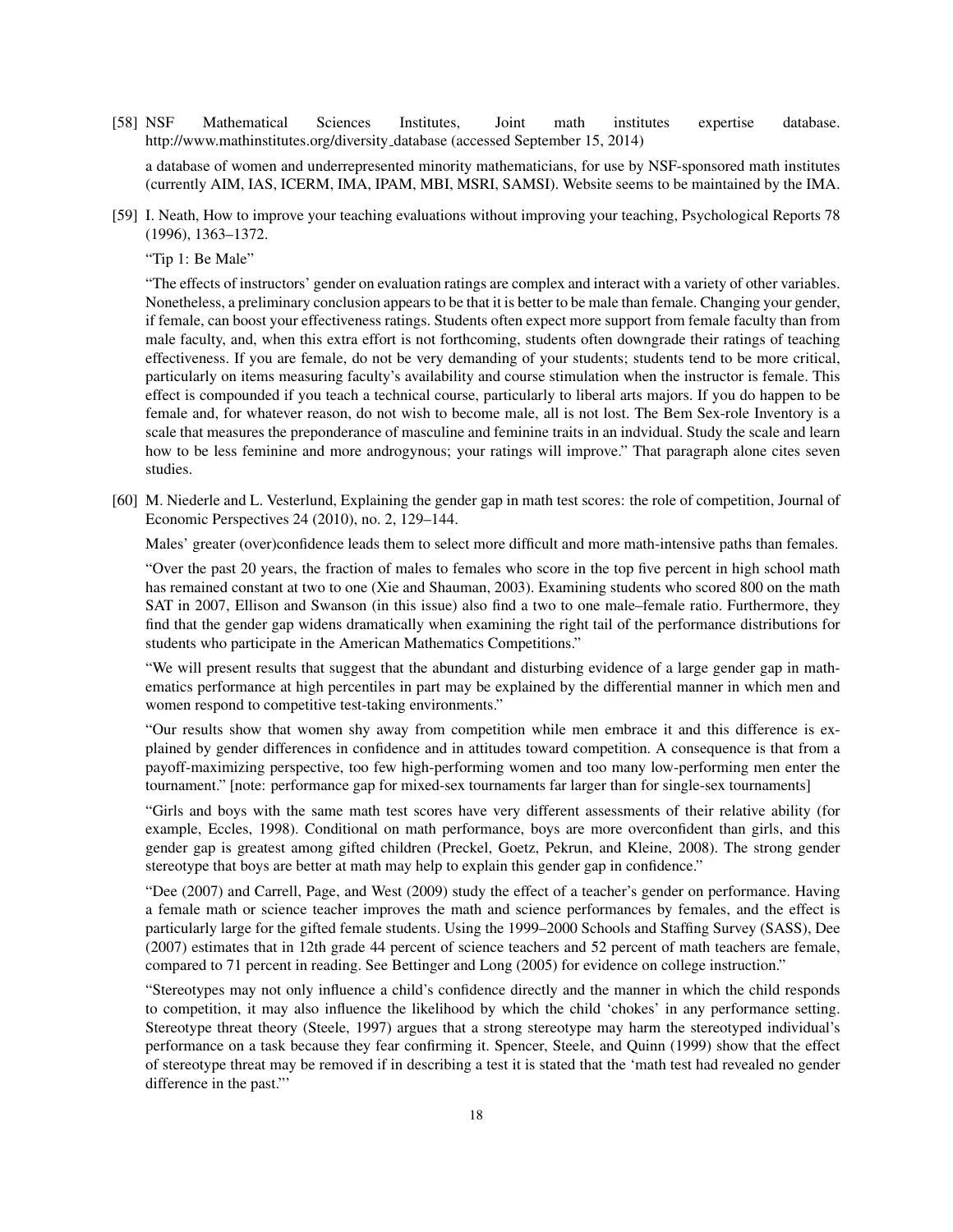[58] NSF Mathematical Sciences Institutes, Joint math institutes expertise database. http://www.mathinstitutes.org/diversity_database (accessed September 15, 2014)

a database of women and underrepresented minority mathematicians, for use by NSF-sponsored math institutes (currently AIM, IAS, ICERM, IMA, IPAM, MBI, MSRI, SAMSI). Website seems to be maintained by the IMA.

[59] I. Neath, How to improve your teaching evaluations without improving your teaching, Psychological Reports 78 (1996), 1363–1372.

"Tip 1: Be Male"

"The effects of instructors' gender on evaluation ratings are complex and interact with a variety of other variables. Nonetheless, a preliminary conclusion appears to be that it is better to be male than female. Changing your gender, if female, can boost your effectiveness ratings. Students often expect more support from female faculty than from male faculty, and, when this extra effort is not forthcoming, students often downgrade their ratings of teaching effectiveness. If you are female, do not be very demanding of your students; students tend to be more critical, particularly on items measuring faculty's availability and course stimulation when the instructor is female. This effect is compounded if you teach a technical course, particularly to liberal arts majors. If you do happen to be female and, for whatever reason, do not wish to become male, all is not lost. The Bem Sex-role Inventory is a scale that measures the preponderance of masculine and feminine traits in an indvidual. Study the scale and learn how to be less feminine and more androgynous; your ratings will improve." That paragraph alone cites seven studies.

[60] M. Niederle and L. Vesterlund, Explaining the gender gap in math test scores: the role of competition, Journal of Economic Perspectives 24 (2010), no. 2, 129–144.

Males' greater (over)confidence leads them to select more difficult and more math-intensive paths than females.

"Over the past 20 years, the fraction of males to females who score in the top five percent in high school math has remained constant at two to one (Xie and Shauman, 2003). Examining students who scored 800 on the math SAT in 2007, Ellison and Swanson (in this issue) also find a two to one male–female ratio. Furthermore, they find that the gender gap widens dramatically when examining the right tail of the performance distributions for students who participate in the American Mathematics Competitions."

"We will present results that suggest that the abundant and disturbing evidence of a large gender gap in mathematics performance at high percentiles in part may be explained by the differential manner in which men and women respond to competitive test-taking environments."

"Our results show that women shy away from competition while men embrace it and this difference is explained by gender differences in confidence and in attitudes toward competition. A consequence is that from a payoff-maximizing perspective, too few high-performing women and too many low-performing men enter the tournament." [note: performance gap for mixed-sex tournaments far larger than for single-sex tournaments]

"Girls and boys with the same math test scores have very different assessments of their relative ability (for example, Eccles, 1998). Conditional on math performance, boys are more overconfident than girls, and this gender gap is greatest among gifted children (Preckel, Goetz, Pekrun, and Kleine, 2008). The strong gender stereotype that boys are better at math may help to explain this gender gap in confidence."

"Dee (2007) and Carrell, Page, and West (2009) study the effect of a teacher's gender on performance. Having a female math or science teacher improves the math and science performances by females, and the effect is particularly large for the gifted female students. Using the 1999–2000 Schools and Staffing Survey (SASS), Dee (2007) estimates that in 12th grade 44 percent of science teachers and 52 percent of math teachers are female, compared to 71 percent in reading. See Bettinger and Long (2005) for evidence on college instruction."

"Stereotypes may not only influence a child's confidence directly and the manner in which the child responds to competition, it may also influence the likelihood by which the child 'chokes' in any performance setting. Stereotype threat theory (Steele, 1997) argues that a strong stereotype may harm the stereotyped individual's performance on a task because they fear confirming it. Spencer, Steele, and Quinn (1999) show that the effect of stereotype threat may be removed if in describing a test it is stated that the 'math test had revealed no gender difference in the past.'"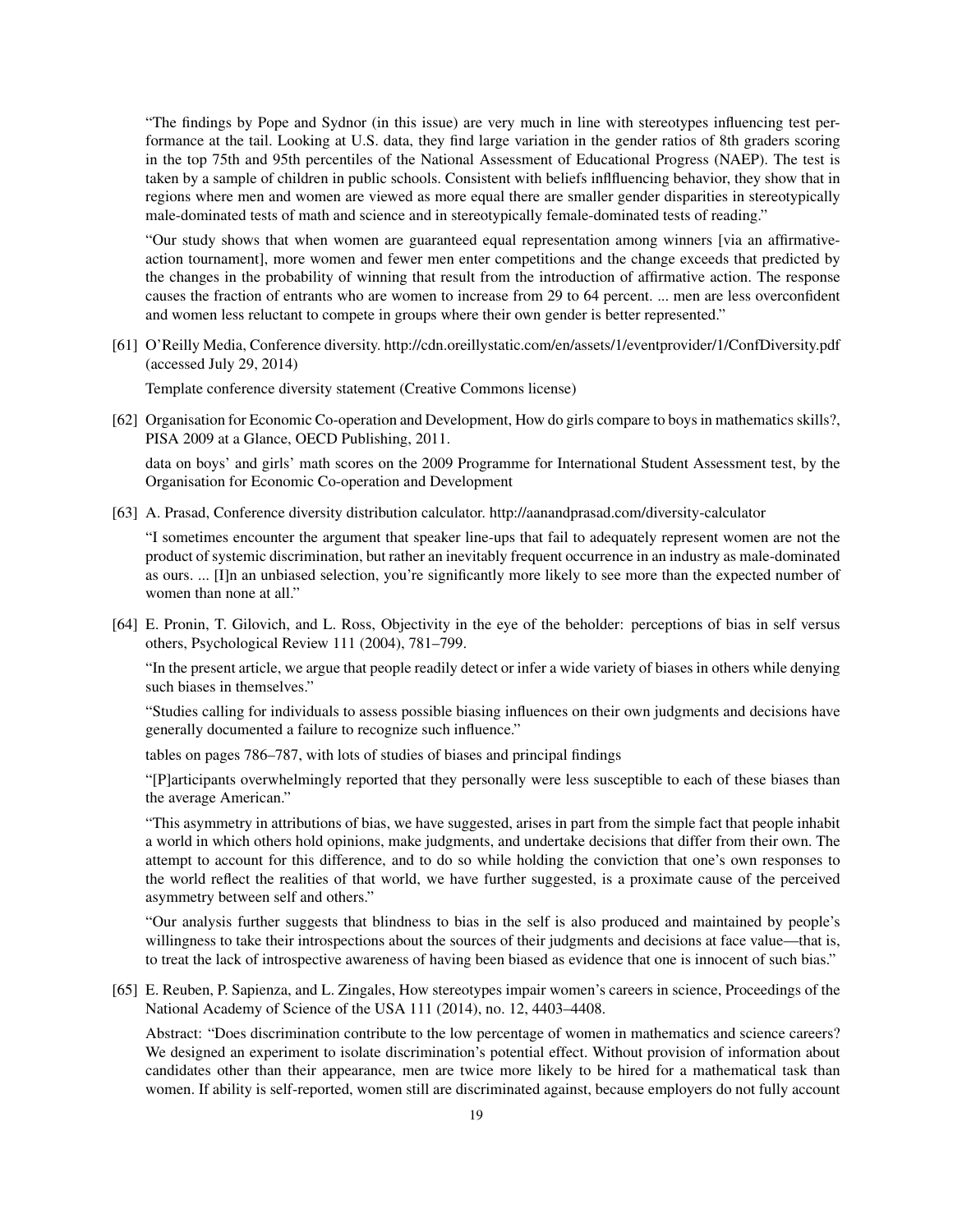"The findings by Pope and Sydnor (in this issue) are very much in line with stereotypes influencing test performance at the tail. Looking at U.S. data, they find large variation in the gender ratios of 8th graders scoring in the top 75th and 95th percentiles of the National Assessment of Educational Progress (NAEP). The test is taken by a sample of children in public schools. Consistent with beliefs inflfluencing behavior, they show that in regions where men and women are viewed as more equal there are smaller gender disparities in stereotypically male-dominated tests of math and science and in stereotypically female-dominated tests of reading."

"Our study shows that when women are guaranteed equal representation among winners [via an affirmative-action tournament], more women and fewer men enter competitions and the change exceeds that predicted by the changes in the probability of winning that result from the introduction of affirmative action. The response causes the fraction of entrants who are women to increase from 29 to 64 percent. ... men are less overconfident and women less reluctant to compete in groups where their own gender is better represented."

[61] O'Reilly Media, Conference diversity. http://cdn.oreillystatic.com/en/assets/1/eventprovider/1/ConfDiversity.pdf (accessed July 29, 2014)

Template conference diversity statement (Creative Commons license)

[62] Organisation for Economic Co-operation and Development, How do girls compare to boys in mathematics skills?, PISA 2009 at a Glance, OECD Publishing, 2011.

data on boys' and girls' math scores on the 2009 Programme for International Student Assessment test, by the Organisation for Economic Co-operation and Development

[63] A. Prasad, Conference diversity distribution calculator. http://aanandprasad.com/diversity-calculator

"I sometimes encounter the argument that speaker line-ups that fail to adequately represent women are not the product of systemic discrimination, but rather an inevitably frequent occurrence in an industry as male-dominated as ours. ... [I]n an unbiased selection, you're significantly more likely to see more than the expected number of women than none at all."

[64] E. Pronin, T. Gilovich, and L. Ross, Objectivity in the eye of the beholder: perceptions of bias in self versus others, Psychological Review 111 (2004), 781–799.

"In the present article, we argue that people readily detect or infer a wide variety of biases in others while denying such biases in themselves."

"Studies calling for individuals to assess possible biasing influences on their own judgments and decisions have generally documented a failure to recognize such influence."

tables on pages 786–787, with lots of studies of biases and principal findings

"[P]articipants overwhelmingly reported that they personally were less susceptible to each of these biases than the average American."

"This asymmetry in attributions of bias, we have suggested, arises in part from the simple fact that people inhabit a world in which others hold opinions, make judgments, and undertake decisions that differ from their own. The attempt to account for this difference, and to do so while holding the conviction that one's own responses to the world reflect the realities of that world, we have further suggested, is a proximate cause of the perceived asymmetry between self and others."

"Our analysis further suggests that blindness to bias in the self is also produced and maintained by people's willingness to take their introspections about the sources of their judgments and decisions at face value—that is, to treat the lack of introspective awareness of having been biased as evidence that one is innocent of such bias."

[65] E. Reuben, P. Sapienza, and L. Zingales, How stereotypes impair women's careers in science, Proceedings of the National Academy of Science of the USA 111 (2014), no. 12, 4403–4408.

Abstract: "Does discrimination contribute to the low percentage of women in mathematics and science careers? We designed an experiment to isolate discrimination's potential effect. Without provision of information about candidates other than their appearance, men are twice more likely to be hired for a mathematical task than women. If ability is self-reported, women still are discriminated against, because employers do not fully account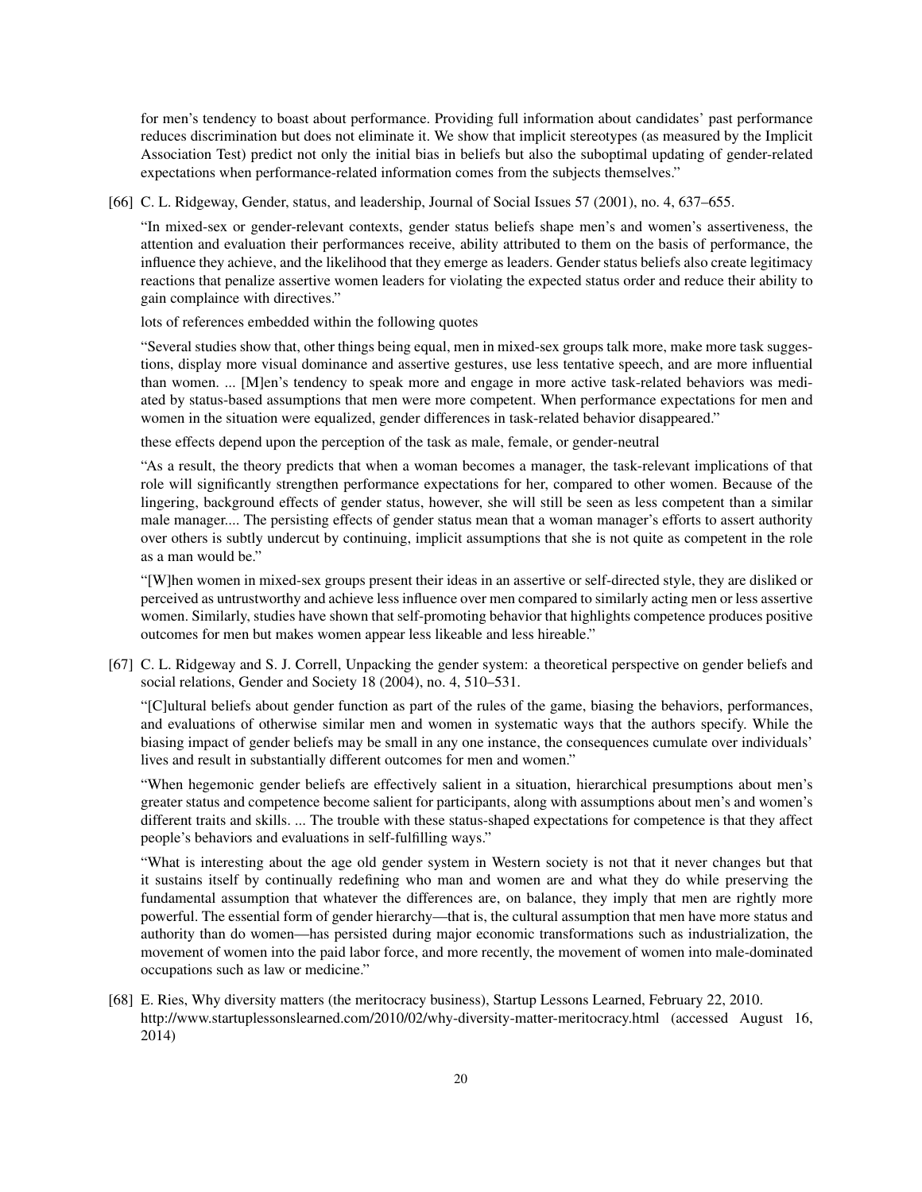for men's tendency to boast about performance. Providing full information about candidates' past performance reduces discrimination but does not eliminate it. We show that implicit stereotypes (as measured by the Implicit Association Test) predict not only the initial bias in beliefs but also the suboptimal updating of gender-related expectations when performance-related information comes from the subjects themselves."

[66] C. L. Ridgeway, Gender, status, and leadership, Journal of Social Issues 57 (2001), no. 4, 637–655.

"In mixed-sex or gender-relevant contexts, gender status beliefs shape men's and women's assertiveness, the attention and evaluation their performances receive, ability attributed to them on the basis of performance, the influence they achieve, and the likelihood that they emerge as leaders. Gender status beliefs also create legitimacy reactions that penalize assertive women leaders for violating the expected status order and reduce their ability to gain complaince with directives."

lots of references embedded within the following quotes

"Several studies show that, other things being equal, men in mixed-sex groups talk more, make more task suggestions, display more visual dominance and assertive gestures, use less tentative speech, and are more influential than women. ... [M]en's tendency to speak more and engage in more active task-related behaviors was mediated by status-based assumptions that men were more competent. When performance expectations for men and women in the situation were equalized, gender differences in task-related behavior disappeared."

these effects depend upon the perception of the task as male, female, or gender-neutral

"As a result, the theory predicts that when a woman becomes a manager, the task-relevant implications of that role will significantly strengthen performance expectations for her, compared to other women. Because of the lingering, background effects of gender status, however, she will still be seen as less competent than a similar male manager.... The persisting effects of gender status mean that a woman manager's efforts to assert authority over others is subtly undercut by continuing, implicit assumptions that she is not quite as competent in the role as a man would be."

"[W]hen women in mixed-sex groups present their ideas in an assertive or self-directed style, they are disliked or perceived as untrustworthy and achieve less influence over men compared to similarly acting men or less assertive women. Similarly, studies have shown that self-promoting behavior that highlights competence produces positive outcomes for men but makes women appear less likeable and less hireable."

[67] C. L. Ridgeway and S. J. Correll, Unpacking the gender system: a theoretical perspective on gender beliefs and social relations, Gender and Society 18 (2004), no. 4, 510–531.

"[C]ultural beliefs about gender function as part of the rules of the game, biasing the behaviors, performances, and evaluations of otherwise similar men and women in systematic ways that the authors specify. While the biasing impact of gender beliefs may be small in any one instance, the consequences cumulate over individuals' lives and result in substantially different outcomes for men and women."

"When hegemonic gender beliefs are effectively salient in a situation, hierarchical presumptions about men's greater status and competence become salient for participants, along with assumptions about men's and women's different traits and skills. ... The trouble with these status-shaped expectations for competence is that they affect people's behaviors and evaluations in self-fulfilling ways."

"What is interesting about the age old gender system in Western society is not that it never changes but that it sustains itself by continually redefining who man and women are and what they do while preserving the fundamental assumption that whatever the differences are, on balance, they imply that men are rightly more powerful. The essential form of gender hierarchy—that is, the cultural assumption that men have more status and authority than do women—has persisted during major economic transformations such as industrialization, the movement of women into the paid labor force, and more recently, the movement of women into male-dominated occupations such as law or medicine."

[68] E. Ries, Why diversity matters (the meritocracy business), Startup Lessons Learned, February 22, 2010. http://www.startuplessonslearned.com/2010/02/why-diversity-matter-meritocracy.html (accessed August 16, 2014)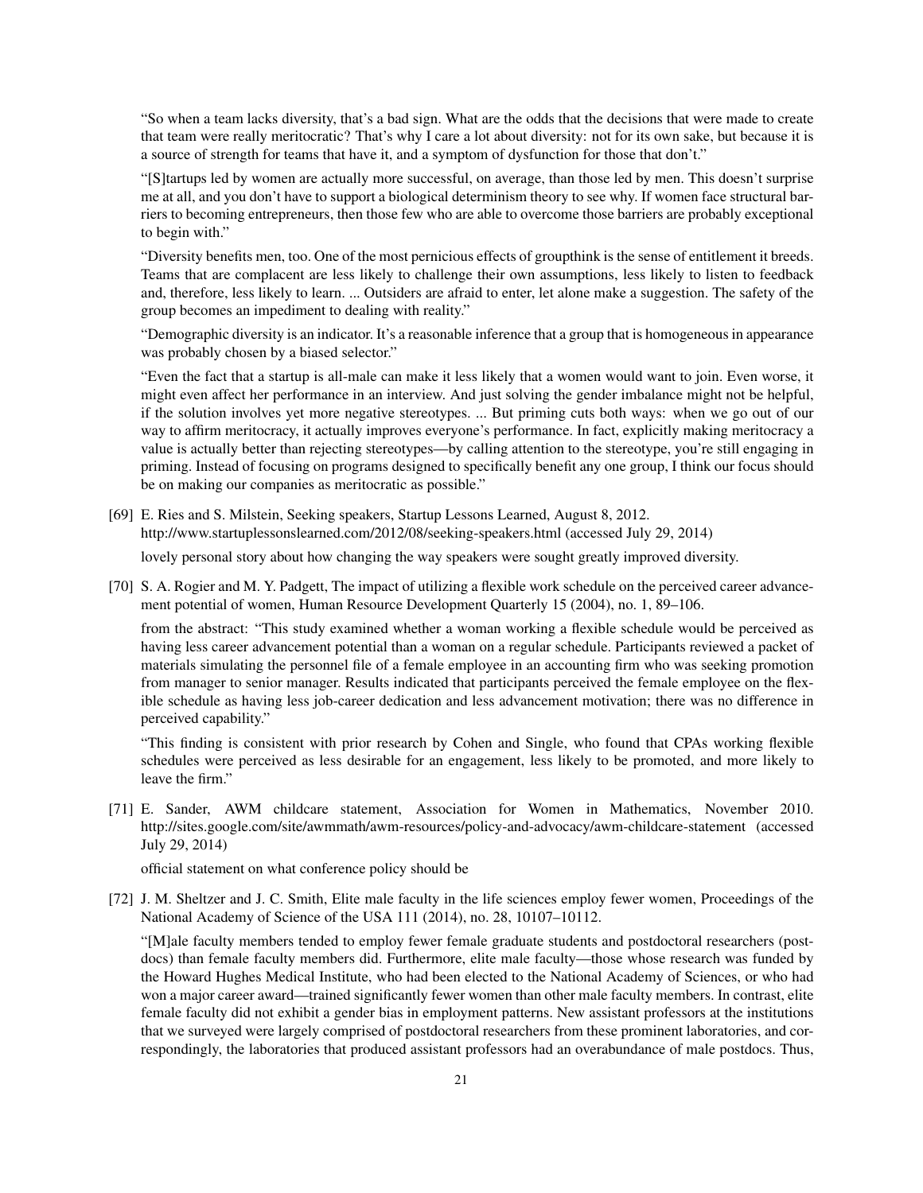"So when a team lacks diversity, that's a bad sign. What are the odds that the decisions that were made to create that team were really meritocratic? That's why I care a lot about diversity: not for its own sake, but because it is a source of strength for teams that have it, and a symptom of dysfunction for those that don't."

"[S]tartups led by women are actually more successful, on average, than those led by men. This doesn't surprise me at all, and you don't have to support a biological determinism theory to see why. If women face structural barriers to becoming entrepreneurs, then those few who are able to overcome those barriers are probably exceptional to begin with."

"Diversity benefits men, too. One of the most pernicious effects of groupthink is the sense of entitlement it breeds. Teams that are complacent are less likely to challenge their own assumptions, less likely to listen to feedback and, therefore, less likely to learn. ... Outsiders are afraid to enter, let alone make a suggestion. The safety of the group becomes an impediment to dealing with reality."

"Demographic diversity is an indicator. It's a reasonable inference that a group that is homogeneous in appearance was probably chosen by a biased selector."

"Even the fact that a startup is all-male can make it less likely that a women would want to join. Even worse, it might even affect her performance in an interview. And just solving the gender imbalance might not be helpful, if the solution involves yet more negative stereotypes. ... But priming cuts both ways: when we go out of our way to affirm meritocracy, it actually improves everyone's performance. In fact, explicitly making meritocracy a value is actually better than rejecting stereotypes—by calling attention to the stereotype, you're still engaging in priming. Instead of focusing on programs designed to specifically benefit any one group, I think our focus should be on making our companies as meritocratic as possible."

[69] E. Ries and S. Milstein, Seeking speakers, Startup Lessons Learned, August 8, 2012. http://www.startuplessonslearned.com/2012/08/seeking-speakers.html (accessed July 29, 2014)

lovely personal story about how changing the way speakers were sought greatly improved diversity.

[70] S. A. Rogier and M. Y. Padgett, The impact of utilizing a flexible work schedule on the perceived career advancement potential of women, Human Resource Development Quarterly 15 (2004), no. 1, 89–106.

from the abstract: "This study examined whether a woman working a flexible schedule would be perceived as having less career advancement potential than a woman on a regular schedule. Participants reviewed a packet of materials simulating the personnel file of a female employee in an accounting firm who was seeking promotion from manager to senior manager. Results indicated that participants perceived the female employee on the flexible schedule as having less job-career dedication and less advancement motivation; there was no difference in perceived capability."

"This finding is consistent with prior research by Cohen and Single, who found that CPAs working flexible schedules were perceived as less desirable for an engagement, less likely to be promoted, and more likely to leave the firm."

[71] E. Sander, AWM childcare statement, Association for Women in Mathematics, November 2010. http://sites.google.com/site/awmmath/awm-resources/policy-and-advocacy/awm-childcare-statement (accessed July 29, 2014)

official statement on what conference policy should be

[72] J. M. Sheltzer and J. C. Smith, Elite male faculty in the life sciences employ fewer women, Proceedings of the National Academy of Science of the USA 111 (2014), no. 28, 10107–10112.

"[M]ale faculty members tended to employ fewer female graduate students and postdoctoral researchers (postdocs) than female faculty members did. Furthermore, elite male faculty—those whose research was funded by the Howard Hughes Medical Institute, who had been elected to the National Academy of Sciences, or who had won a major career award—trained significantly fewer women than other male faculty members. In contrast, elite female faculty did not exhibit a gender bias in employment patterns. New assistant professors at the institutions that we surveyed were largely comprised of postdoctoral researchers from these prominent laboratories, and correspondingly, the laboratories that produced assistant professors had an overabundance of male postdocs. Thus,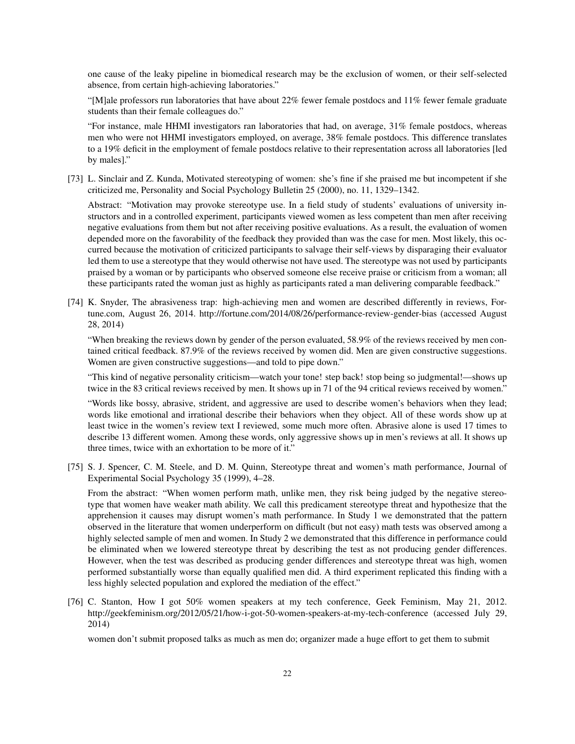one cause of the leaky pipeline in biomedical research may be the exclusion of women, or their self-selected absence, from certain high-achieving laboratories."

"[M]ale professors run laboratories that have about 22% fewer female postdocs and 11% fewer female graduate students than their female colleagues do."

"For instance, male HHMI investigators ran laboratories that had, on average, 31% female postdocs, whereas men who were not HHMI investigators employed, on average, 38% female postdocs. This difference translates to a 19% deficit in the employment of female postdocs relative to their representation across all laboratories [led by males]."

[73] L. Sinclair and Z. Kunda, Motivated stereotyping of women: she's fine if she praised me but incompetent if she criticized me, Personality and Social Psychology Bulletin 25 (2000), no. 11, 1329–1342.

Abstract: "Motivation may provoke stereotype use. In a field study of students' evaluations of university instructors and in a controlled experiment, participants viewed women as less competent than men after receiving negative evaluations from them but not after receiving positive evaluations. As a result, the evaluation of women depended more on the favorability of the feedback they provided than was the case for men. Most likely, this occurred because the motivation of criticized participants to salvage their self-views by disparaging their evaluator led them to use a stereotype that they would otherwise not have used. The stereotype was not used by participants praised by a woman or by participants who observed someone else receive praise or criticism from a woman; all these participants rated the woman just as highly as participants rated a man delivering comparable feedback."

[74] K. Snyder, The abrasiveness trap: high-achieving men and women are described differently in reviews, Fortune.com, August 26, 2014. http://fortune.com/2014/08/26/performance-review-gender-bias (accessed August 28, 2014)

"When breaking the reviews down by gender of the person evaluated, 58.9% of the reviews received by men contained critical feedback. 87.9% of the reviews received by women did. Men are given constructive suggestions. Women are given constructive suggestions—and told to pipe down."

"This kind of negative personality criticism—watch your tone! step back! stop being so judgmental!—shows up twice in the 83 critical reviews received by men. It shows up in 71 of the 94 critical reviews received by women."

"Words like bossy, abrasive, strident, and aggressive are used to describe women's behaviors when they lead; words like emotional and irrational describe their behaviors when they object. All of these words show up at least twice in the women's review text I reviewed, some much more often. Abrasive alone is used 17 times to describe 13 different women. Among these words, only aggressive shows up in men's reviews at all. It shows up three times, twice with an exhortation to be more of it."

[75] S. J. Spencer, C. M. Steele, and D. M. Quinn, Stereotype threat and women's math performance, Journal of Experimental Social Psychology 35 (1999), 4–28.

From the abstract: "When women perform math, unlike men, they risk being judged by the negative stereotype that women have weaker math ability. We call this predicament stereotype threat and hypothesize that the apprehension it causes may disrupt women's math performance. In Study 1 we demonstrated that the pattern observed in the literature that women underperform on difficult (but not easy) math tests was observed among a highly selected sample of men and women. In Study 2 we demonstrated that this difference in performance could be eliminated when we lowered stereotype threat by describing the test as not producing gender differences. However, when the test was described as producing gender differences and stereotype threat was high, women performed substantially worse than equally qualified men did. A third experiment replicated this finding with a less highly selected population and explored the mediation of the effect."

[76] C. Stanton, How I got 50% women speakers at my tech conference, Geek Feminism, May 21, 2012. http://geekfeminism.org/2012/05/21/how-i-got-50-women-speakers-at-my-tech-conference (accessed July 29, 2014)

women don't submit proposed talks as much as men do; organizer made a huge effort to get them to submit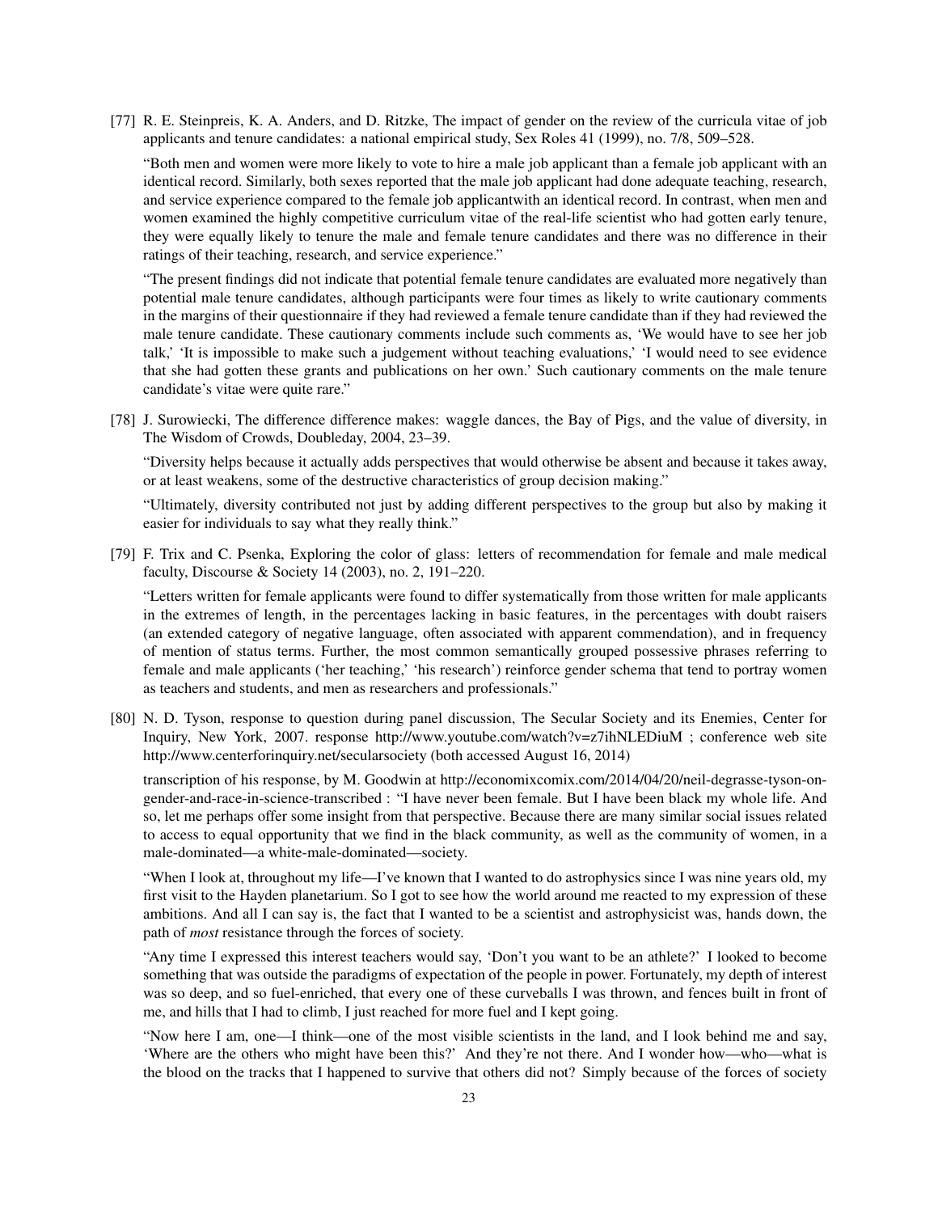[77] R. E. Steinpreis, K. A. Anders, and D. Ritzke, The impact of gender on the review of the curricula vitae of job applicants and tenure candidates: a national empirical study, Sex Roles 41 (1999), no. 7/8, 509–528.

"Both men and women were more likely to vote to hire a male job applicant than a female job applicant with an identical record. Similarly, both sexes reported that the male job applicant had done adequate teaching, research, and service experience compared to the female job applicantwith an identical record. In contrast, when men and women examined the highly competitive curriculum vitae of the real-life scientist who had gotten early tenure, they were equally likely to tenure the male and female tenure candidates and there was no difference in their ratings of their teaching, research, and service experience."

"The present findings did not indicate that potential female tenure candidates are evaluated more negatively than potential male tenure candidates, although participants were four times as likely to write cautionary comments in the margins of their questionnaire if they had reviewed a female tenure candidate than if they had reviewed the male tenure candidate. These cautionary comments include such comments as, 'We would have to see her job talk,' 'It is impossible to make such a judgement without teaching evaluations,' 'I would need to see evidence that she had gotten these grants and publications on her own.' Such cautionary comments on the male tenure candidate's vitae were quite rare."

[78] J. Surowiecki, The difference difference makes: waggle dances, the Bay of Pigs, and the value of diversity, in The Wisdom of Crowds, Doubleday, 2004, 23–39.

"Diversity helps because it actually adds perspectives that would otherwise be absent and because it takes away, or at least weakens, some of the destructive characteristics of group decision making."

"Ultimately, diversity contributed not just by adding different perspectives to the group but also by making it easier for individuals to say what they really think."

[79] F. Trix and C. Psenka, Exploring the color of glass: letters of recommendation for female and male medical faculty, Discourse & Society 14 (2003), no. 2, 191–220.

"Letters written for female applicants were found to differ systematically from those written for male applicants in the extremes of length, in the percentages lacking in basic features, in the percentages with doubt raisers (an extended category of negative language, often associated with apparent commendation), and in frequency of mention of status terms. Further, the most common semantically grouped possessive phrases referring to female and male applicants ('her teaching,' 'his research') reinforce gender schema that tend to portray women as teachers and students, and men as researchers and professionals."

[80] N. D. Tyson, response to question during panel discussion, The Secular Society and its Enemies, Center for Inquiry, New York, 2007. response http://www.youtube.com/watch?v=z7ihNLEDiuM ; conference web site http://www.centerforinquiry.net/secularsociety (both accessed August 16, 2014)

transcription of his response, by M. Goodwin at http://economixcomix.com/2014/04/20/neil-degrasse-tyson-on-gender-and-race-in-science-transcribed : "I have never been female. But I have been black my whole life. And so, let me perhaps offer some insight from that perspective. Because there are many similar social issues related to access to equal opportunity that we find in the black community, as well as the community of women, in a male-dominated—a white-male-dominated—society.

"When I look at, throughout my life—I've known that I wanted to do astrophysics since I was nine years old, my first visit to the Hayden planetarium. So I got to see how the world around me reacted to my expression of these ambitions. And all I can say is, the fact that I wanted to be a scientist and astrophysicist was, hands down, the path of *most* resistance through the forces of society.

"Any time I expressed this interest teachers would say, 'Don't you want to be an athlete?' I looked to become something that was outside the paradigms of expectation of the people in power. Fortunately, my depth of interest was so deep, and so fuel-enriched, that every one of these curveballs I was thrown, and fences built in front of me, and hills that I had to climb, I just reached for more fuel and I kept going.

"Now here I am, one—I think—one of the most visible scientists in the land, and I look behind me and say, 'Where are the others who might have been this?' And they're not there. And I wonder how—who—what is the blood on the tracks that I happened to survive that others did not? Simply because of the forces of society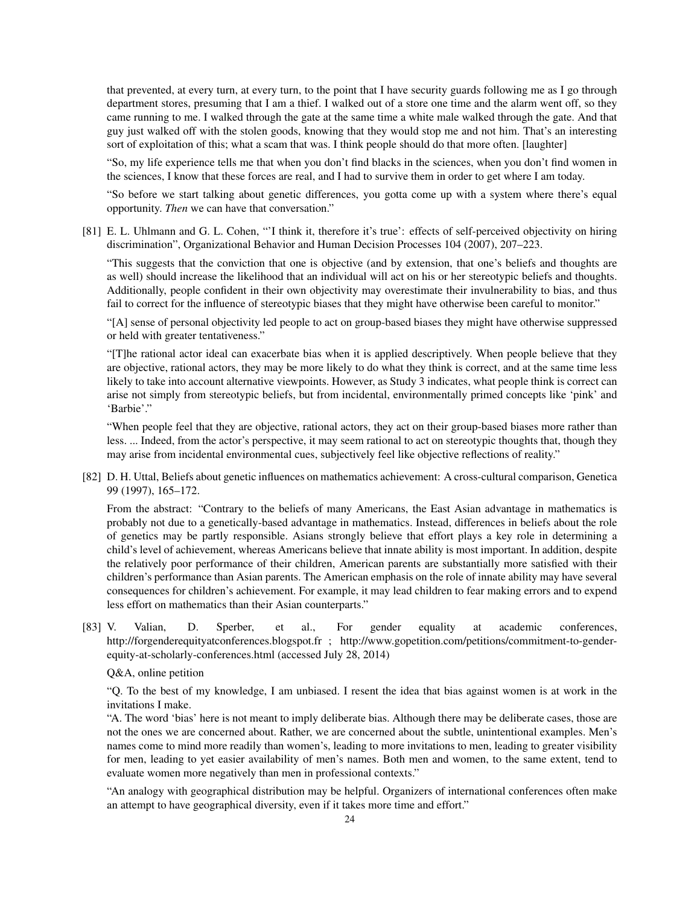that prevented, at every turn, at every turn, to the point that I have security guards following me as I go through department stores, presuming that I am a thief. I walked out of a store one time and the alarm went off, so they came running to me. I walked through the gate at the same time a white male walked through the gate. And that guy just walked off with the stolen goods, knowing that they would stop me and not him. That's an interesting sort of exploitation of this; what a scam that was. I think people should do that more often. [laughter]

"So, my life experience tells me that when you don't find blacks in the sciences, when you don't find women in the sciences, I know that these forces are real, and I had to survive them in order to get where I am today.

"So before we start talking about genetic differences, you gotta come up with a system where there's equal opportunity. *Then* we can have that conversation."

[81] E. L. Uhlmann and G. L. Cohen, "'I think it, therefore it's true': effects of self-perceived objectivity on hiring discrimination", Organizational Behavior and Human Decision Processes 104 (2007), 207–223.

"This suggests that the conviction that one is objective (and by extension, that one's beliefs and thoughts are as well) should increase the likelihood that an individual will act on his or her stereotypic beliefs and thoughts. Additionally, people confident in their own objectivity may overestimate their invulnerability to bias, and thus fail to correct for the influence of stereotypic biases that they might have otherwise been careful to monitor."

"[A] sense of personal objectivity led people to act on group-based biases they might have otherwise suppressed or held with greater tentativeness."

"[T]he rational actor ideal can exacerbate bias when it is applied descriptively. When people believe that they are objective, rational actors, they may be more likely to do what they think is correct, and at the same time less likely to take into account alternative viewpoints. However, as Study 3 indicates, what people think is correct can arise not simply from stereotypic beliefs, but from incidental, environmentally primed concepts like 'pink' and 'Barbie'."

"When people feel that they are objective, rational actors, they act on their group-based biases more rather than less. ... Indeed, from the actor's perspective, it may seem rational to act on stereotypic thoughts that, though they may arise from incidental environmental cues, subjectively feel like objective reflections of reality."

[82] D. H. Uttal, Beliefs about genetic influences on mathematics achievement: A cross-cultural comparison, Genetica 99 (1997), 165–172.

From the abstract: "Contrary to the beliefs of many Americans, the East Asian advantage in mathematics is probably not due to a genetically-based advantage in mathematics. Instead, differences in beliefs about the role of genetics may be partly responsible. Asians strongly believe that effort plays a key role in determining a child's level of achievement, whereas Americans believe that innate ability is most important. In addition, despite the relatively poor performance of their children, American parents are substantially more satisfied with their children's performance than Asian parents. The American emphasis on the role of innate ability may have several consequences for children's achievement. For example, it may lead children to fear making errors and to expend less effort on mathematics than their Asian counterparts."

[83] V. Valian, D. Sperber, et al., For gender equality at academic conferences, http://forgenderequityatconferences.blogspot.fr ; http://www.gopetition.com/petitions/commitment-to-gender-equity-at-scholarly-conferences.html (accessed July 28, 2014)

Q&A, online petition

"Q. To the best of my knowledge, I am unbiased. I resent the idea that bias against women is at work in the invitations I make.

"A. The word 'bias' here is not meant to imply deliberate bias. Although there may be deliberate cases, those are not the ones we are concerned about. Rather, we are concerned about the subtle, unintentional examples. Men's names come to mind more readily than women's, leading to more invitations to men, leading to greater visibility for men, leading to yet easier availability of men's names. Both men and women, to the same extent, tend to evaluate women more negatively than men in professional contexts."

"An analogy with geographical distribution may be helpful. Organizers of international conferences often make an attempt to have geographical diversity, even if it takes more time and effort."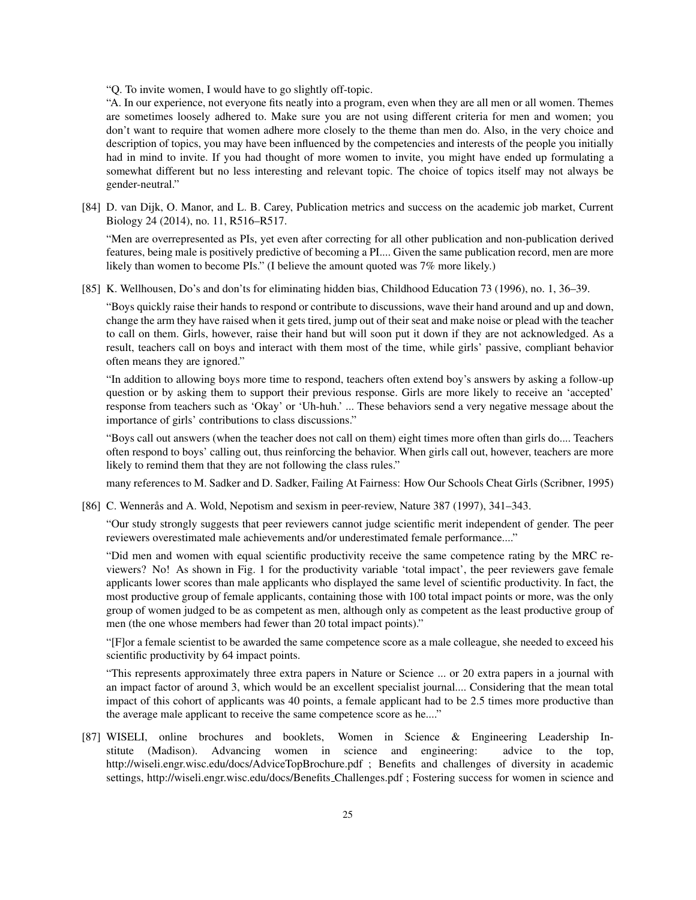"Q. To invite women, I would have to go slightly off-topic.

"A. In our experience, not everyone fits neatly into a program, even when they are all men or all women. Themes are sometimes loosely adhered to. Make sure you are not using different criteria for men and women; you don't want to require that women adhere more closely to the theme than men do. Also, in the very choice and description of topics, you may have been influenced by the competencies and interests of the people you initially had in mind to invite. If you had thought of more women to invite, you might have ended up formulating a somewhat different but no less interesting and relevant topic. The choice of topics itself may not always be gender-neutral."

[84] D. van Dijk, O. Manor, and L. B. Carey, Publication metrics and success on the academic job market, Current Biology 24 (2014), no. 11, R516–R517.

"Men are overrepresented as PIs, yet even after correcting for all other publication and non-publication derived features, being male is positively predictive of becoming a PI.... Given the same publication record, men are more likely than women to become PIs." (I believe the amount quoted was 7% more likely.)

[85] K. Wellhousen, Do's and don'ts for eliminating hidden bias, Childhood Education 73 (1996), no. 1, 36–39.

"Boys quickly raise their hands to respond or contribute to discussions, wave their hand around and up and down, change the arm they have raised when it gets tired, jump out of their seat and make noise or plead with the teacher to call on them. Girls, however, raise their hand but will soon put it down if they are not acknowledged. As a result, teachers call on boys and interact with them most of the time, while girls' passive, compliant behavior often means they are ignored."

"In addition to allowing boys more time to respond, teachers often extend boy's answers by asking a follow-up question or by asking them to support their previous response. Girls are more likely to receive an 'accepted' response from teachers such as 'Okay' or 'Uh-huh.' ... These behaviors send a very negative message about the importance of girls' contributions to class discussions."

"Boys call out answers (when the teacher does not call on them) eight times more often than girls do.... Teachers often respond to boys' calling out, thus reinforcing the behavior. When girls call out, however, teachers are more likely to remind them that they are not following the class rules."

many references to M. Sadker and D. Sadker, Failing At Fairness: How Our Schools Cheat Girls (Scribner, 1995)

[86] C. Wennerås and A. Wold, Nepotism and sexism in peer-review, Nature 387 (1997), 341–343.

"Our study strongly suggests that peer reviewers cannot judge scientific merit independent of gender. The peer reviewers overestimated male achievements and/or underestimated female performance...."

"Did men and women with equal scientific productivity receive the same competence rating by the MRC reviewers? No! As shown in Fig. 1 for the productivity variable 'total impact', the peer reviewers gave female applicants lower scores than male applicants who displayed the same level of scientific productivity. In fact, the most productive group of female applicants, containing those with 100 total impact points or more, was the only group of women judged to be as competent as men, although only as competent as the least productive group of men (the one whose members had fewer than 20 total impact points)."

"[F]or a female scientist to be awarded the same competence score as a male colleague, she needed to exceed his scientific productivity by 64 impact points.

"This represents approximately three extra papers in Nature or Science ... or 20 extra papers in a journal with an impact factor of around 3, which would be an excellent specialist journal.... Considering that the mean total impact of this cohort of applicants was 40 points, a female applicant had to be 2.5 times more productive than the average male applicant to receive the same competence score as he...."

[87] WISELI, online brochures and booklets, Women in Science & Engineering Leadership Institute (Madison). Advancing women in science and engineering: advice to the top, http://wiseli.engr.wisc.edu/docs/AdviceTopBrochure.pdf ; Benefits and challenges of diversity in academic settings, http://wiseli.engr.wisc.edu/docs/Benefits_Challenges.pdf ; Fostering success for women in science and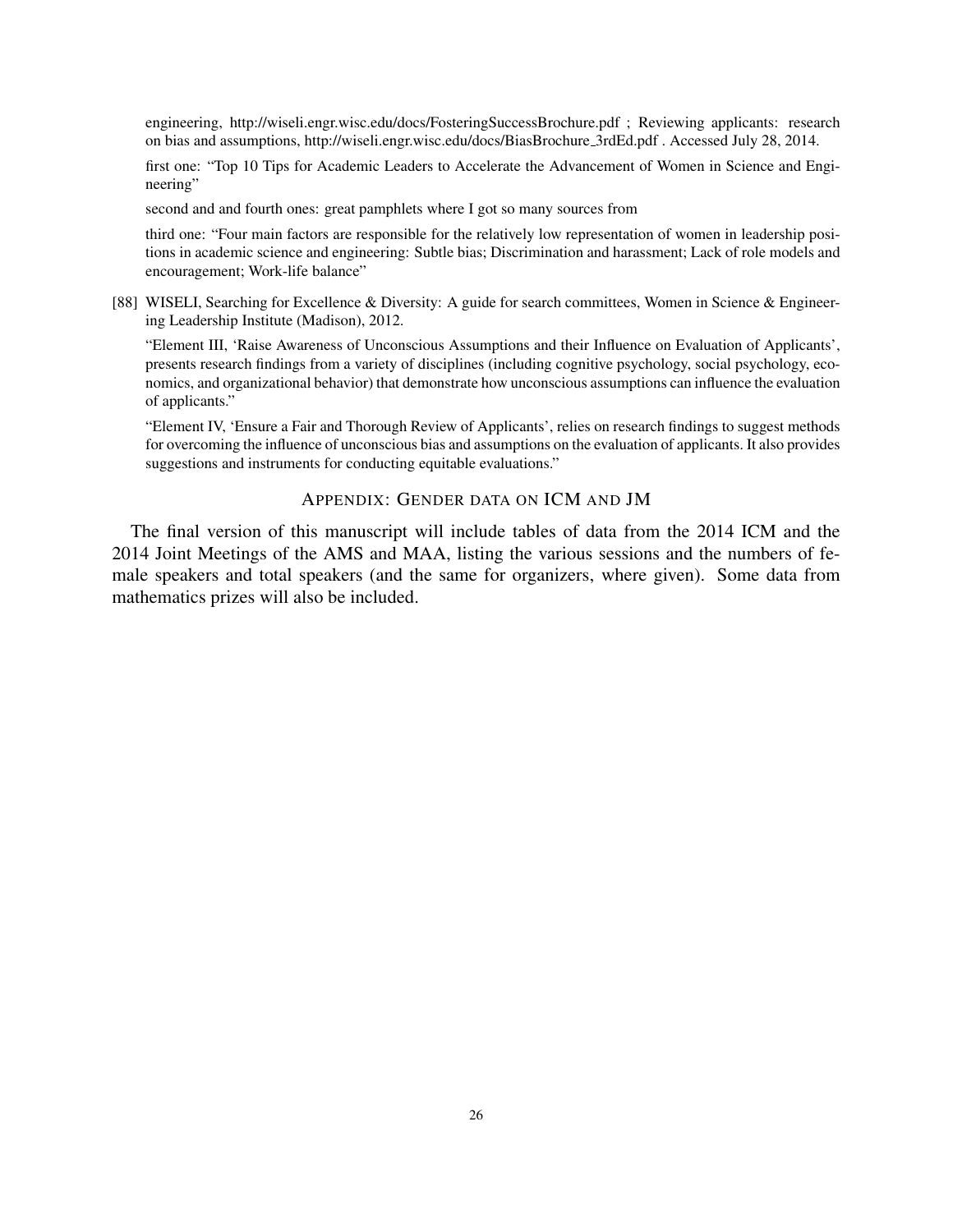engineering, http://wiseli.engr.wisc.edu/docs/FosteringSuccessBrochure.pdf ; Reviewing applicants: research on bias and assumptions, http://wiseli.engr.wisc.edu/docs/BiasBrochure_3rdEd.pdf . Accessed July 28, 2014.

first one: "Top 10 Tips for Academic Leaders to Accelerate the Advancement of Women in Science and Engineering"

second and and fourth ones: great pamphlets where I got so many sources from

third one: "Four main factors are responsible for the relatively low representation of women in leadership positions in academic science and engineering: Subtle bias; Discrimination and harassment; Lack of role models and encouragement; Work-life balance"

[88] WISELI, Searching for Excellence & Diversity: A guide for search committees, Women in Science & Engineering Leadership Institute (Madison), 2012.

"Element III, 'Raise Awareness of Unconscious Assumptions and their Influence on Evaluation of Applicants', presents research findings from a variety of disciplines (including cognitive psychology, social psychology, economics, and organizational behavior) that demonstrate how unconscious assumptions can influence the evaluation of applicants."

"Element IV, 'Ensure a Fair and Thorough Review of Applicants', relies on research findings to suggest methods for overcoming the influence of unconscious bias and assumptions on the evaluation of applicants. It also provides suggestions and instruments for conducting equitable evaluations."

## Appendix: Gender data on ICM and JM

The final version of this manuscript will include tables of data from the 2014 ICM and the 2014 Joint Meetings of the AMS and MAA, listing the various sessions and the numbers of female speakers and total speakers (and the same for organizers, where given). Some data from mathematics prizes will also be included.